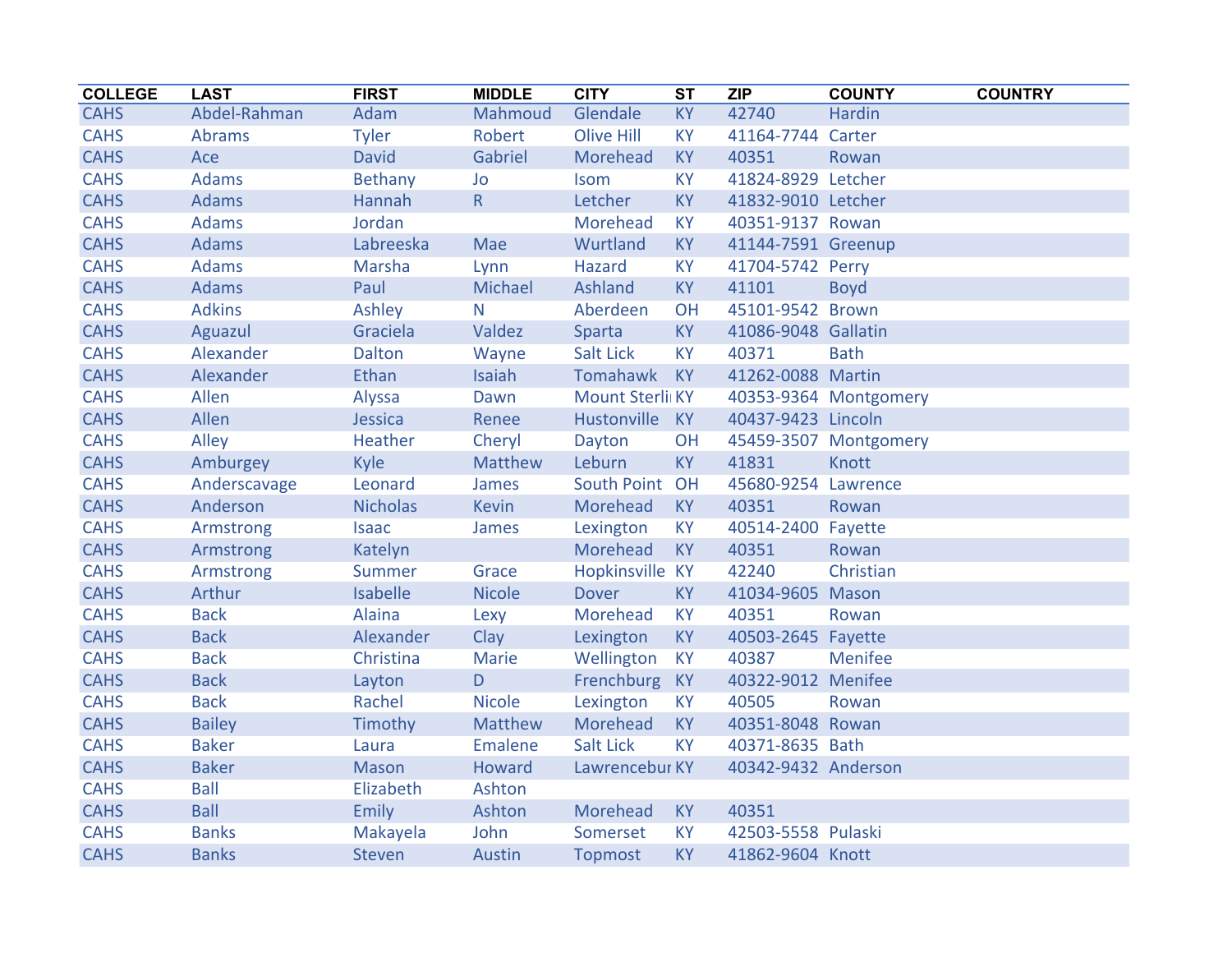| COLLEGE | LAST | FIRST | MIDDLE | CITY | ST | ZIP | COUNTY | COUNTRY |
|---|---|---|---|---|---|---|---|---|
| CAHS | Abdel-Rahman | Adam | Mahmoud | Glendale | KY | 42740 | Hardin | |
| CAHS | Abrams | Tyler | Robert | Olive Hill | KY | 41164-7744 | Carter | |
| CAHS | Ace | David | Gabriel | Morehead | KY | 40351 | Rowan | |
| CAHS | Adams | Bethany | Jo | Isom | KY | 41824-8929 | Letcher | |
| CAHS | Adams | Hannah | R | Letcher | KY | 41832-9010 | Letcher | |
| CAHS | Adams | Jordan | | Morehead | KY | 40351-9137 | Rowan | |
| CAHS | Adams | Labreeska | Mae | Wurtland | KY | 41144-7591 | Greenup | |
| CAHS | Adams | Marsha | Lynn | Hazard | KY | 41704-5742 | Perry | |
| CAHS | Adams | Paul | Michael | Ashland | KY | 41101 | Boyd | |
| CAHS | Adkins | Ashley | N | Aberdeen | OH | 45101-9542 | Brown | |
| CAHS | Aguazul | Graciela | Valdez | Sparta | KY | 41086-9048 | Gallatin | |
| CAHS | Alexander | Dalton | Wayne | Salt Lick | KY | 40371 | Bath | |
| CAHS | Alexander | Ethan | Isaiah | Tomahawk | KY | 41262-0088 | Martin | |
| CAHS | Allen | Alyssa | Dawn | Mount Sterli | KY | 40353-9364 | Montgomery | |
| CAHS | Allen | Jessica | Renee | Hustonville | KY | 40437-9423 | Lincoln | |
| CAHS | Alley | Heather | Cheryl | Dayton | OH | 45459-3507 | Montgomery | |
| CAHS | Amburgey | Kyle | Matthew | Leburn | KY | 41831 | Knott | |
| CAHS | Anderscavage | Leonard | James | South Point | OH | 45680-9254 | Lawrence | |
| CAHS | Anderson | Nicholas | Kevin | Morehead | KY | 40351 | Rowan | |
| CAHS | Armstrong | Isaac | James | Lexington | KY | 40514-2400 | Fayette | |
| CAHS | Armstrong | Katelyn | | Morehead | KY | 40351 | Rowan | |
| CAHS | Armstrong | Summer | Grace | Hopkinsville | KY | 42240 | Christian | |
| CAHS | Arthur | Isabelle | Nicole | Dover | KY | 41034-9605 | Mason | |
| CAHS | Back | Alaina | Lexy | Morehead | KY | 40351 | Rowan | |
| CAHS | Back | Alexander | Clay | Lexington | KY | 40503-2645 | Fayette | |
| CAHS | Back | Christina | Marie | Wellington | KY | 40387 | Menifee | |
| CAHS | Back | Layton | D | Frenchburg | KY | 40322-9012 | Menifee | |
| CAHS | Back | Rachel | Nicole | Lexington | KY | 40505 | Rowan | |
| CAHS | Bailey | Timothy | Matthew | Morehead | KY | 40351-8048 | Rowan | |
| CAHS | Baker | Laura | Emalene | Salt Lick | KY | 40371-8635 | Bath | |
| CAHS | Baker | Mason | Howard | Lawrencebur | KY | 40342-9432 | Anderson | |
| CAHS | Ball | Elizabeth | Ashton | | | | | |
| CAHS | Ball | Emily | Ashton | Morehead | KY | 40351 | | |
| CAHS | Banks | Makayela | John | Somerset | KY | 42503-5558 | Pulaski | |
| CAHS | Banks | Steven | Austin | Topmost | KY | 41862-9604 | Knott | |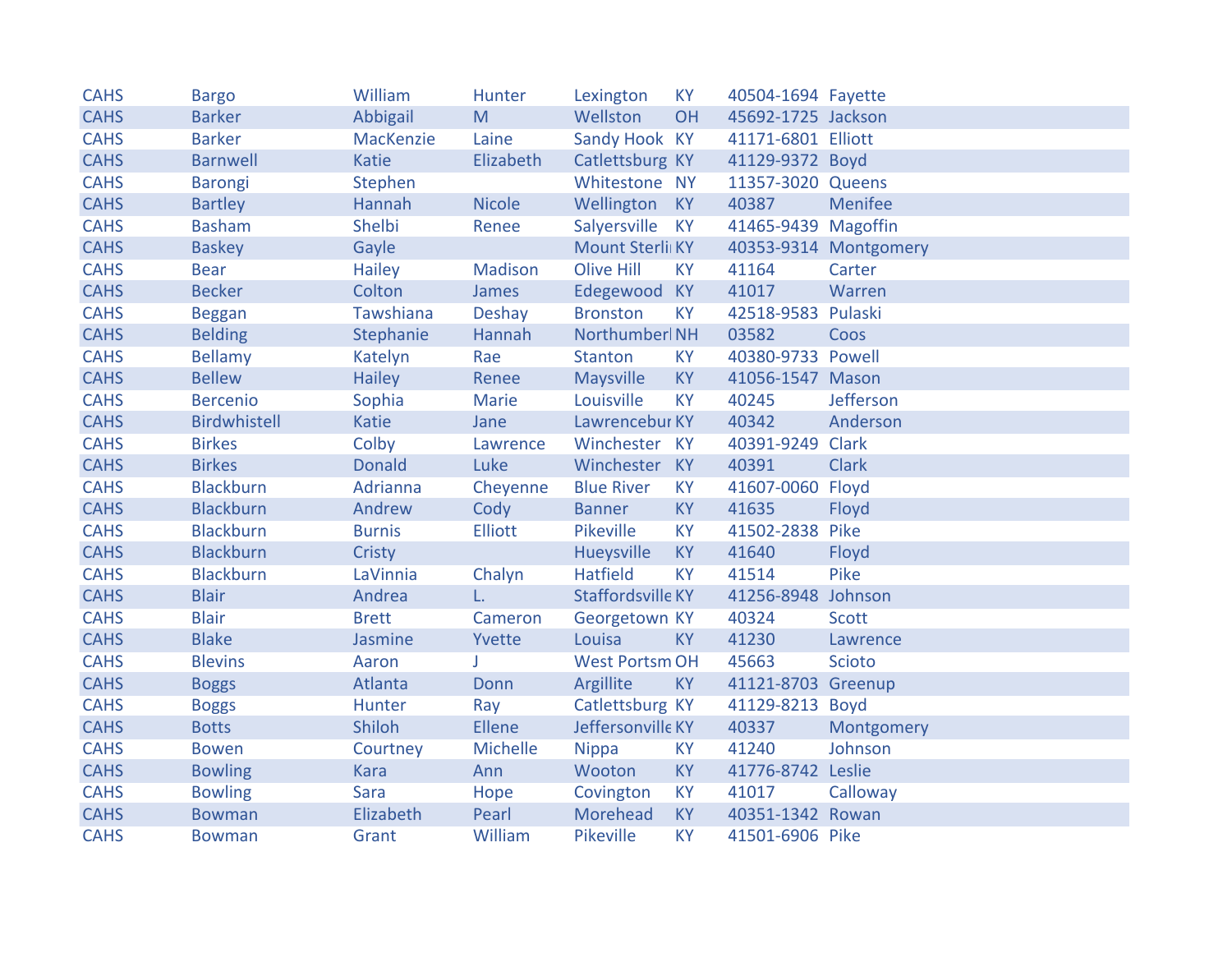| CAHS | Bargo | William | Hunter | Lexington | KY | 40504-1694 | Fayette |
|---|---|---|---|---|---|---|---|
| CAHS | Barker | Abbigail | M | Wellston | OH | 45692-1725 | Jackson |
| CAHS | Barker | MacKenzie | Laine | Sandy Hook | KY | 41171-6801 | Elliott |
| CAHS | Barnwell | Katie | Elizabeth | Catlettsburg | KY | 41129-9372 | Boyd |
| CAHS | Barongi | Stephen | | Whitestone | NY | 11357-3020 | Queens |
| CAHS | Bartley | Hannah | Nicole | Wellington | KY | 40387 | Menifee |
| CAHS | Basham | Shelbi | Renee | Salyersville | KY | 41465-9439 | Magoffin |
| CAHS | Baskey | Gayle | | Mount Sterli | KY | 40353-9314 | Montgomery |
| CAHS | Bear | Hailey | Madison | Olive Hill | KY | 41164 | Carter |
| CAHS | Becker | Colton | James | Edegewood | KY | 41017 | Warren |
| CAHS | Beggan | Tawshiana | Deshay | Bronston | KY | 42518-9583 | Pulaski |
| CAHS | Belding | Stephanie | Hannah | Northumberl | NH | 03582 | Coos |
| CAHS | Bellamy | Katelyn | Rae | Stanton | KY | 40380-9733 | Powell |
| CAHS | Bellew | Hailey | Renee | Maysville | KY | 41056-1547 | Mason |
| CAHS | Bercenio | Sophia | Marie | Louisville | KY | 40245 | Jefferson |
| CAHS | Birdwhistell | Katie | Jane | Lawrencebur | KY | 40342 | Anderson |
| CAHS | Birkes | Colby | Lawrence | Winchester | KY | 40391-9249 | Clark |
| CAHS | Birkes | Donald | Luke | Winchester | KY | 40391 | Clark |
| CAHS | Blackburn | Adrianna | Cheyenne | Blue River | KY | 41607-0060 | Floyd |
| CAHS | Blackburn | Andrew | Cody | Banner | KY | 41635 | Floyd |
| CAHS | Blackburn | Burnis | Elliott | Pikeville | KY | 41502-2838 | Pike |
| CAHS | Blackburn | Cristy | | Hueysville | KY | 41640 | Floyd |
| CAHS | Blackburn | LaVinnia | Chalyn | Hatfield | KY | 41514 | Pike |
| CAHS | Blair | Andrea | L. | Staffordsville | KY | 41256-8948 | Johnson |
| CAHS | Blair | Brett | Cameron | Georgetown | KY | 40324 | Scott |
| CAHS | Blake | Jasmine | Yvette | Louisa | KY | 41230 | Lawrence |
| CAHS | Blevins | Aaron | J | West Portsm | OH | 45663 | Scioto |
| CAHS | Boggs | Atlanta | Donn | Argillite | KY | 41121-8703 | Greenup |
| CAHS | Boggs | Hunter | Ray | Catlettsburg | KY | 41129-8213 | Boyd |
| CAHS | Botts | Shiloh | Ellene | Jeffersonville | KY | 40337 | Montgomery |
| CAHS | Bowen | Courtney | Michelle | Nippa | KY | 41240 | Johnson |
| CAHS | Bowling | Kara | Ann | Wooton | KY | 41776-8742 | Leslie |
| CAHS | Bowling | Sara | Hope | Covington | KY | 41017 | Calloway |
| CAHS | Bowman | Elizabeth | Pearl | Morehead | KY | 40351-1342 | Rowan |
| CAHS | Bowman | Grant | William | Pikeville | KY | 41501-6906 | Pike |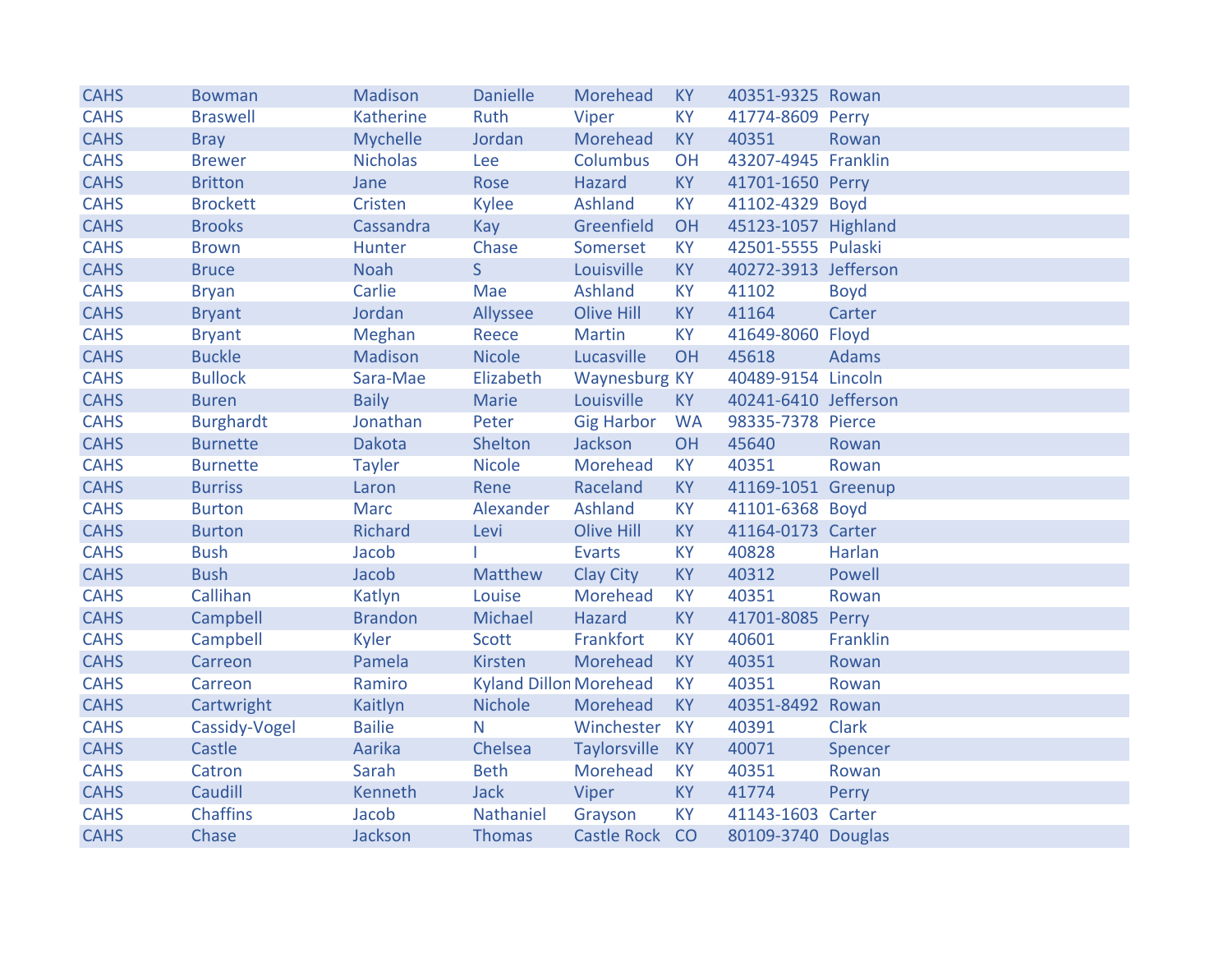| | | | | | | | |
|---|---|---|---|---|---|---|---|
| CAHS | Bowman | Madison | Danielle | Morehead | KY | 40351-9325 | Rowan |
| CAHS | Braswell | Katherine | Ruth | Viper | KY | 41774-8609 | Perry |
| CAHS | Bray | Mychelle | Jordan | Morehead | KY | 40351 | Rowan |
| CAHS | Brewer | Nicholas | Lee | Columbus | OH | 43207-4945 | Franklin |
| CAHS | Britton | Jane | Rose | Hazard | KY | 41701-1650 | Perry |
| CAHS | Brockett | Cristen | Kylee | Ashland | KY | 41102-4329 | Boyd |
| CAHS | Brooks | Cassandra | Kay | Greenfield | OH | 45123-1057 | Highland |
| CAHS | Brown | Hunter | Chase | Somerset | KY | 42501-5555 | Pulaski |
| CAHS | Bruce | Noah | S | Louisville | KY | 40272-3913 | Jefferson |
| CAHS | Bryan | Carlie | Mae | Ashland | KY | 41102 | Boyd |
| CAHS | Bryant | Jordan | Allyssee | Olive Hill | KY | 41164 | Carter |
| CAHS | Bryant | Meghan | Reece | Martin | KY | 41649-8060 | Floyd |
| CAHS | Buckle | Madison | Nicole | Lucasville | OH | 45618 | Adams |
| CAHS | Bullock | Sara-Mae | Elizabeth | Waynesburg | KY | 40489-9154 | Lincoln |
| CAHS | Buren | Baily | Marie | Louisville | KY | 40241-6410 | Jefferson |
| CAHS | Burghardt | Jonathan | Peter | Gig Harbor | WA | 98335-7378 | Pierce |
| CAHS | Burnette | Dakota | Shelton | Jackson | OH | 45640 | Rowan |
| CAHS | Burnette | Tayler | Nicole | Morehead | KY | 40351 | Rowan |
| CAHS | Burriss | Laron | Rene | Raceland | KY | 41169-1051 | Greenup |
| CAHS | Burton | Marc | Alexander | Ashland | KY | 41101-6368 | Boyd |
| CAHS | Burton | Richard | Levi | Olive Hill | KY | 41164-0173 | Carter |
| CAHS | Bush | Jacob | I | Evarts | KY | 40828 | Harlan |
| CAHS | Bush | Jacob | Matthew | Clay City | KY | 40312 | Powell |
| CAHS | Callihan | Katlyn | Louise | Morehead | KY | 40351 | Rowan |
| CAHS | Campbell | Brandon | Michael | Hazard | KY | 41701-8085 | Perry |
| CAHS | Campbell | Kyler | Scott | Frankfort | KY | 40601 | Franklin |
| CAHS | Carreon | Pamela | Kirsten | Morehead | KY | 40351 | Rowan |
| CAHS | Carreon | Ramiro | Kyland Dillon | Morehead | KY | 40351 | Rowan |
| CAHS | Cartwright | Kaitlyn | Nichole | Morehead | KY | 40351-8492 | Rowan |
| CAHS | Cassidy-Vogel | Bailie | N | Winchester | KY | 40391 | Clark |
| CAHS | Castle | Aarika | Chelsea | Taylorsville | KY | 40071 | Spencer |
| CAHS | Catron | Sarah | Beth | Morehead | KY | 40351 | Rowan |
| CAHS | Caudill | Kenneth | Jack | Viper | KY | 41774 | Perry |
| CAHS | Chaffins | Jacob | Nathaniel | Grayson | KY | 41143-1603 | Carter |
| CAHS | Chase | Jackson | Thomas | Castle Rock | CO | 80109-3740 | Douglas |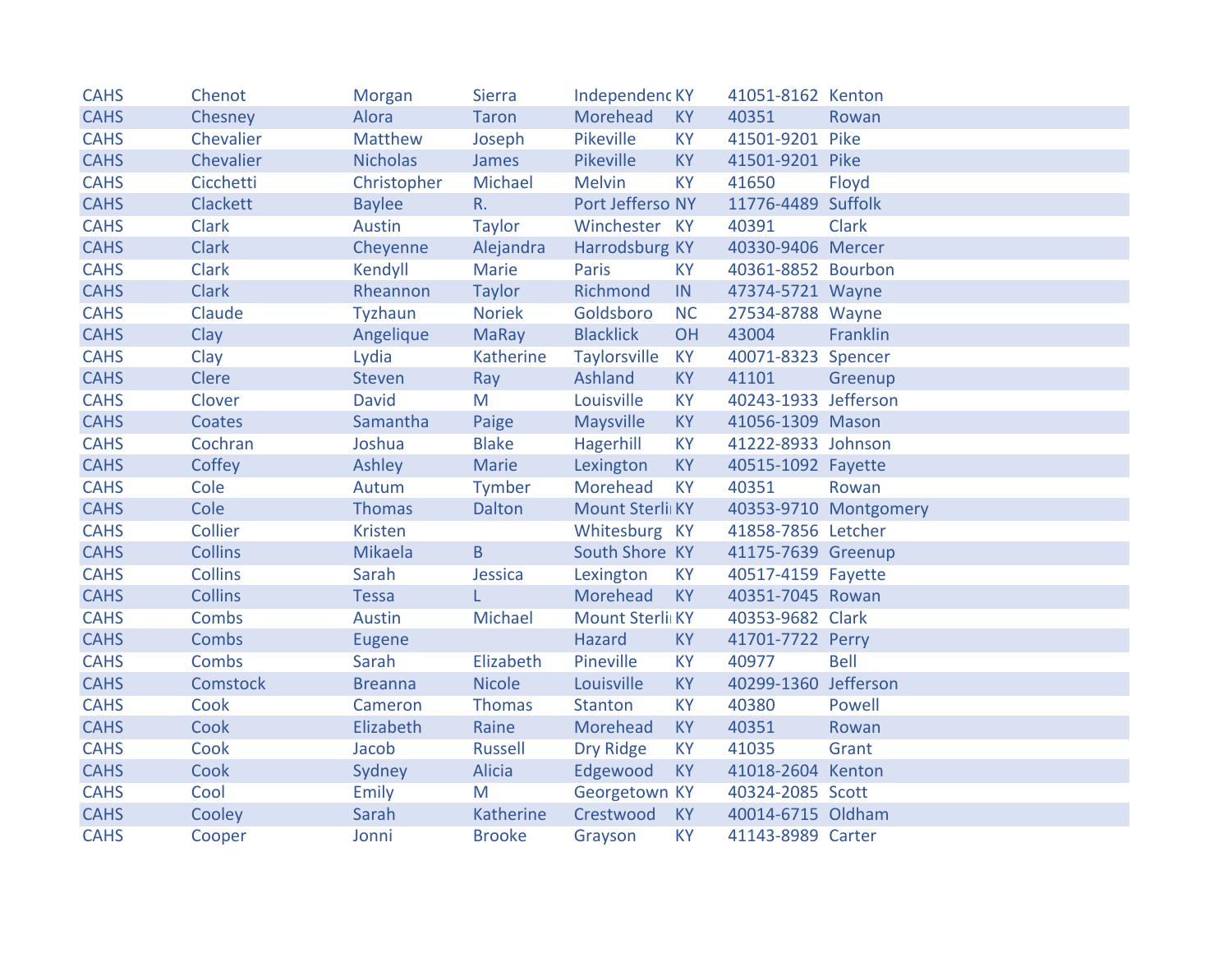| | | | | | | | |
|---|---|---|---|---|---|---|---|
| CAHS | Chenot | Morgan | Sierra | Independenc | KY | 41051-8162 | Kenton |
| CAHS | Chesney | Alora | Taron | Morehead | KY | 40351 | Rowan |
| CAHS | Chevalier | Matthew | Joseph | Pikeville | KY | 41501-9201 | Pike |
| CAHS | Chevalier | Nicholas | James | Pikeville | KY | 41501-9201 | Pike |
| CAHS | Cicchetti | Christopher | Michael | Melvin | KY | 41650 | Floyd |
| CAHS | Clackett | Baylee | R. | Port Jefferso | NY | 11776-4489 | Suffolk |
| CAHS | Clark | Austin | Taylor | Winchester | KY | 40391 | Clark |
| CAHS | Clark | Cheyenne | Alejandra | Harrodsburg | KY | 40330-9406 | Mercer |
| CAHS | Clark | Kendyll | Marie | Paris | KY | 40361-8852 | Bourbon |
| CAHS | Clark | Rheannon | Taylor | Richmond | IN | 47374-5721 | Wayne |
| CAHS | Claude | Tyzhaun | Noriek | Goldsboro | NC | 27534-8788 | Wayne |
| CAHS | Clay | Angelique | MaRay | Blacklick | OH | 43004 | Franklin |
| CAHS | Clay | Lydia | Katherine | Taylorsville | KY | 40071-8323 | Spencer |
| CAHS | Clere | Steven | Ray | Ashland | KY | 41101 | Greenup |
| CAHS | Clover | David | M | Louisville | KY | 40243-1933 | Jefferson |
| CAHS | Coates | Samantha | Paige | Maysville | KY | 41056-1309 | Mason |
| CAHS | Cochran | Joshua | Blake | Hagerhill | KY | 41222-8933 | Johnson |
| CAHS | Coffey | Ashley | Marie | Lexington | KY | 40515-1092 | Fayette |
| CAHS | Cole | Autum | Tymber | Morehead | KY | 40351 | Rowan |
| CAHS | Cole | Thomas | Dalton | Mount Sterli | KY | 40353-9710 | Montgomery |
| CAHS | Collier | Kristen | | Whitesburg | KY | 41858-7856 | Letcher |
| CAHS | Collins | Mikaela | B | South Shore | KY | 41175-7639 | Greenup |
| CAHS | Collins | Sarah | Jessica | Lexington | KY | 40517-4159 | Fayette |
| CAHS | Collins | Tessa | L | Morehead | KY | 40351-7045 | Rowan |
| CAHS | Combs | Austin | Michael | Mount Sterli | KY | 40353-9682 | Clark |
| CAHS | Combs | Eugene | | Hazard | KY | 41701-7722 | Perry |
| CAHS | Combs | Sarah | Elizabeth | Pineville | KY | 40977 | Bell |
| CAHS | Comstock | Breanna | Nicole | Louisville | KY | 40299-1360 | Jefferson |
| CAHS | Cook | Cameron | Thomas | Stanton | KY | 40380 | Powell |
| CAHS | Cook | Elizabeth | Raine | Morehead | KY | 40351 | Rowan |
| CAHS | Cook | Jacob | Russell | Dry Ridge | KY | 41035 | Grant |
| CAHS | Cook | Sydney | Alicia | Edgewood | KY | 41018-2604 | Kenton |
| CAHS | Cool | Emily | M | Georgetown | KY | 40324-2085 | Scott |
| CAHS | Cooley | Sarah | Katherine | Crestwood | KY | 40014-6715 | Oldham |
| CAHS | Cooper | Jonni | Brooke | Grayson | KY | 41143-8989 | Carter |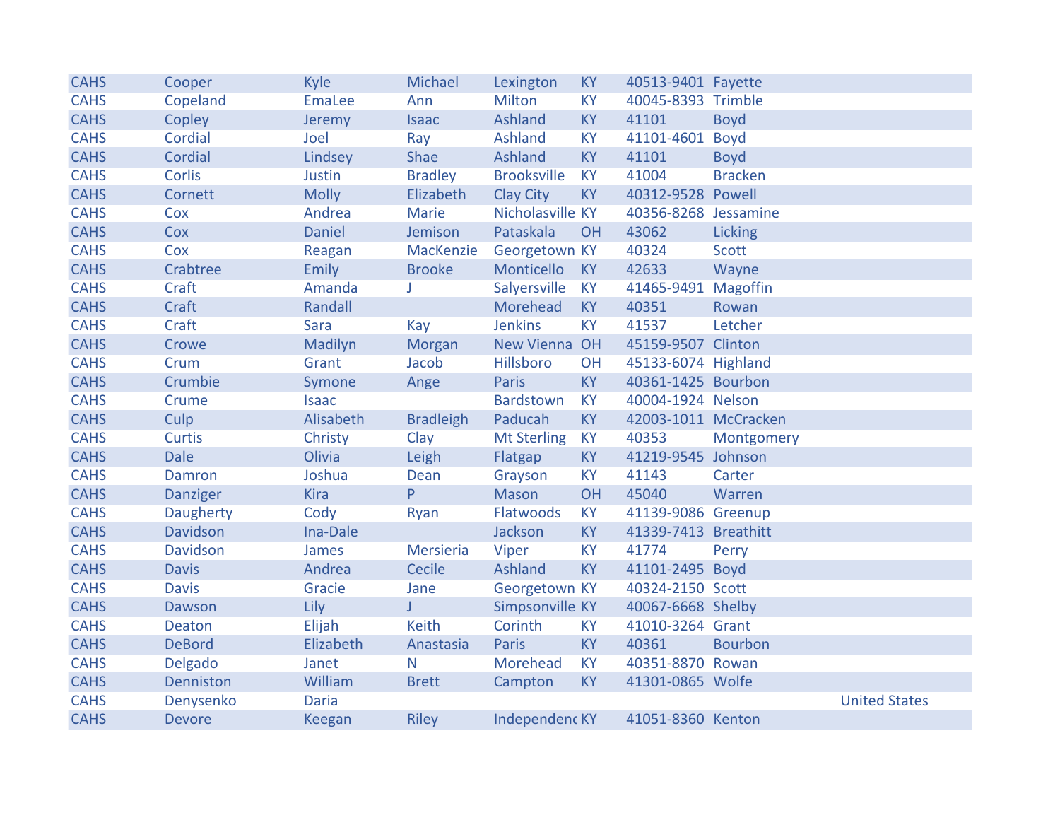| | | | | | | | | |
|---|---|---|---|---|---|---|---|---|
| CAHS | Cooper | Kyle | Michael | Lexington | KY | 40513-9401 | Fayette | |
| CAHS | Copeland | EmaLee | Ann | Milton | KY | 40045-8393 | Trimble | |
| CAHS | Copley | Jeremy | Isaac | Ashland | KY | 41101 | Boyd | |
| CAHS | Cordial | Joel | Ray | Ashland | KY | 41101-4601 | Boyd | |
| CAHS | Cordial | Lindsey | Shae | Ashland | KY | 41101 | Boyd | |
| CAHS | Corlis | Justin | Bradley | Brooksville | KY | 41004 | Bracken | |
| CAHS | Cornett | Molly | Elizabeth | Clay City | KY | 40312-9528 | Powell | |
| CAHS | Cox | Andrea | Marie | Nicholasville | KY | 40356-8268 | Jessamine | |
| CAHS | Cox | Daniel | Jemison | Pataskala | OH | 43062 | Licking | |
| CAHS | Cox | Reagan | MacKenzie | Georgetown | KY | 40324 | Scott | |
| CAHS | Crabtree | Emily | Brooke | Monticello | KY | 42633 | Wayne | |
| CAHS | Craft | Amanda | J | Salyersville | KY | 41465-9491 | Magoffin | |
| CAHS | Craft | Randall | | Morehead | KY | 40351 | Rowan | |
| CAHS | Craft | Sara | Kay | Jenkins | KY | 41537 | Letcher | |
| CAHS | Crowe | Madilyn | Morgan | New Vienna | OH | 45159-9507 | Clinton | |
| CAHS | Crum | Grant | Jacob | Hillsboro | OH | 45133-6074 | Highland | |
| CAHS | Crumbie | Symone | Ange | Paris | KY | 40361-1425 | Bourbon | |
| CAHS | Crume | Isaac | | Bardstown | KY | 40004-1924 | Nelson | |
| CAHS | Culp | Alisabeth | Bradleigh | Paducah | KY | 42003-1011 | McCracken | |
| CAHS | Curtis | Christy | Clay | Mt Sterling | KY | 40353 | Montgomery | |
| CAHS | Dale | Olivia | Leigh | Flatgap | KY | 41219-9545 | Johnson | |
| CAHS | Damron | Joshua | Dean | Grayson | KY | 41143 | Carter | |
| CAHS | Danziger | Kira | P | Mason | OH | 45040 | Warren | |
| CAHS | Daugherty | Cody | Ryan | Flatwoods | KY | 41139-9086 | Greenup | |
| CAHS | Davidson | Ina-Dale | | Jackson | KY | 41339-7413 | Breathitt | |
| CAHS | Davidson | James | Mersieria | Viper | KY | 41774 | Perry | |
| CAHS | Davis | Andrea | Cecile | Ashland | KY | 41101-2495 | Boyd | |
| CAHS | Davis | Gracie | Jane | Georgetown | KY | 40324-2150 | Scott | |
| CAHS | Dawson | Lily | J | Simpsonville | KY | 40067-6668 | Shelby | |
| CAHS | Deaton | Elijah | Keith | Corinth | KY | 41010-3264 | Grant | |
| CAHS | DeBord | Elizabeth | Anastasia | Paris | KY | 40361 | Bourbon | |
| CAHS | Delgado | Janet | N | Morehead | KY | 40351-8870 | Rowan | |
| CAHS | Denniston | William | Brett | Campton | KY | 41301-0865 | Wolfe | |
| CAHS | Denysenko | Daria | | | | | | United States |
| CAHS | Devore | Keegan | Riley | Independenc | KY | 41051-8360 | Kenton | |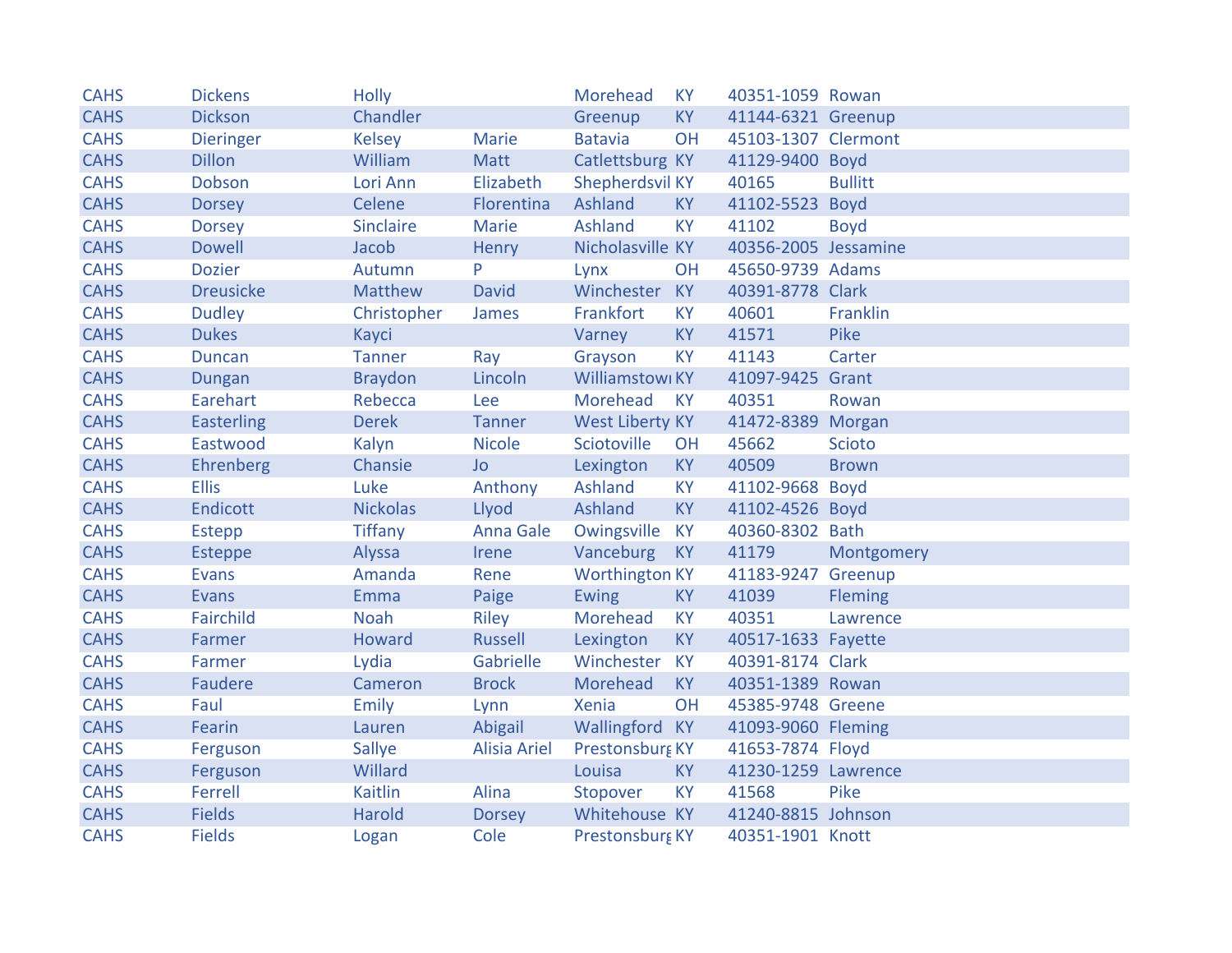| | | | | | | | |
|---|---|---|---|---|---|---|---|
| CAHS | Dickens | Holly | | Morehead | KY | 40351-1059 | Rowan |
| CAHS | Dickson | Chandler | | Greenup | KY | 41144-6321 | Greenup |
| CAHS | Dieringer | Kelsey | Marie | Batavia | OH | 45103-1307 | Clermont |
| CAHS | Dillon | William | Matt | Catlettsburg | KY | 41129-9400 | Boyd |
| CAHS | Dobson | Lori Ann | Elizabeth | Shepherdsvil | KY | 40165 | Bullitt |
| CAHS | Dorsey | Celene | Florentina | Ashland | KY | 41102-5523 | Boyd |
| CAHS | Dorsey | Sinclaire | Marie | Ashland | KY | 41102 | Boyd |
| CAHS | Dowell | Jacob | Henry | Nicholasville | KY | 40356-2005 | Jessamine |
| CAHS | Dozier | Autumn | P | Lynx | OH | 45650-9739 | Adams |
| CAHS | Dreusicke | Matthew | David | Winchester | KY | 40391-8778 | Clark |
| CAHS | Dudley | Christopher | James | Frankfort | KY | 40601 | Franklin |
| CAHS | Dukes | Kayci | | Varney | KY | 41571 | Pike |
| CAHS | Duncan | Tanner | Ray | Grayson | KY | 41143 | Carter |
| CAHS | Dungan | Braydon | Lincoln | Williamstowı | KY | 41097-9425 | Grant |
| CAHS | Earehart | Rebecca | Lee | Morehead | KY | 40351 | Rowan |
| CAHS | Easterling | Derek | Tanner | West Liberty | KY | 41472-8389 | Morgan |
| CAHS | Eastwood | Kalyn | Nicole | Sciotoville | OH | 45662 | Scioto |
| CAHS | Ehrenberg | Chansie | Jo | Lexington | KY | 40509 | Brown |
| CAHS | Ellis | Luke | Anthony | Ashland | KY | 41102-9668 | Boyd |
| CAHS | Endicott | Nickolas | Llyod | Ashland | KY | 41102-4526 | Boyd |
| CAHS | Estepp | Tiffany | Anna Gale | Owingsville | KY | 40360-8302 | Bath |
| CAHS | Esteppe | Alyssa | Irene | Vanceburg | KY | 41179 | Montgomery |
| CAHS | Evans | Amanda | Rene | Worthington | KY | 41183-9247 | Greenup |
| CAHS | Evans | Emma | Paige | Ewing | KY | 41039 | Fleming |
| CAHS | Fairchild | Noah | Riley | Morehead | KY | 40351 | Lawrence |
| CAHS | Farmer | Howard | Russell | Lexington | KY | 40517-1633 | Fayette |
| CAHS | Farmer | Lydia | Gabrielle | Winchester | KY | 40391-8174 | Clark |
| CAHS | Faudere | Cameron | Brock | Morehead | KY | 40351-1389 | Rowan |
| CAHS | Faul | Emily | Lynn | Xenia | OH | 45385-9748 | Greene |
| CAHS | Fearin | Lauren | Abigail | Wallingford | KY | 41093-9060 | Fleming |
| CAHS | Ferguson | Sallye | Alisia Ariel | Prestonsburg | KY | 41653-7874 | Floyd |
| CAHS | Ferguson | Willard | | Louisa | KY | 41230-1259 | Lawrence |
| CAHS | Ferrell | Kaitlin | Alina | Stopover | KY | 41568 | Pike |
| CAHS | Fields | Harold | Dorsey | Whitehouse | KY | 41240-8815 | Johnson |
| CAHS | Fields | Logan | Cole | Prestonsburg | KY | 40351-1901 | Knott |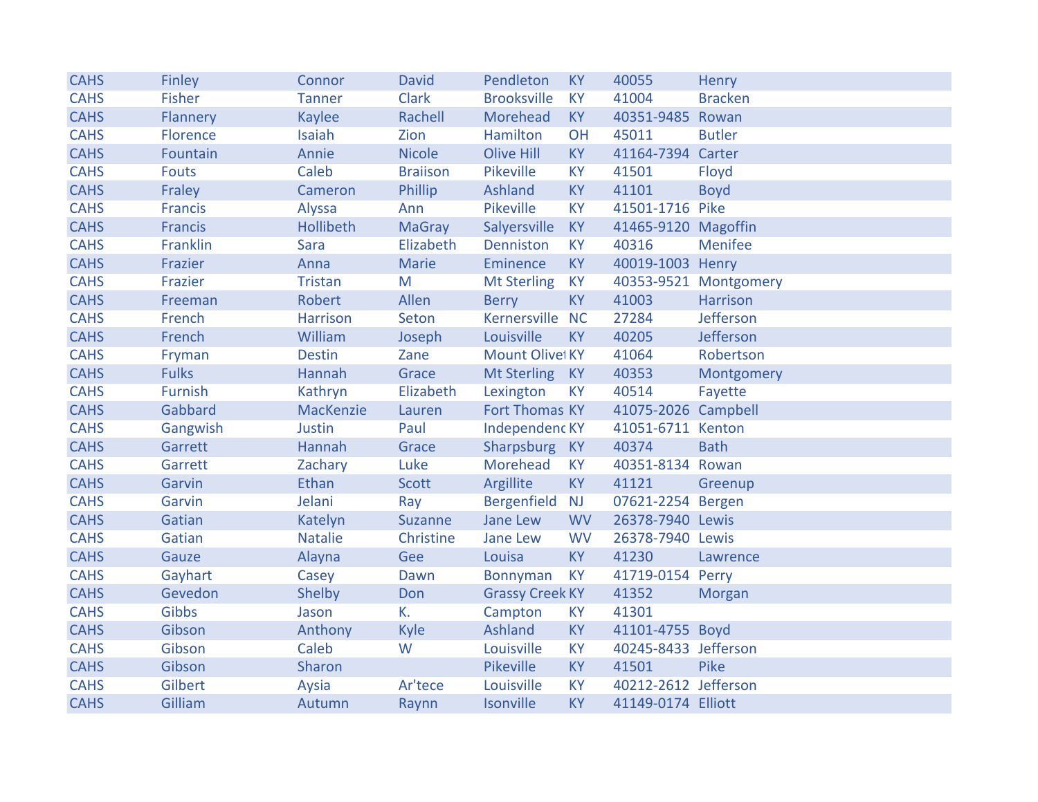| | | | | | | | |
|---|---|---|---|---|---|---|---|
| CAHS | Finley | Connor | David | Pendleton | KY | 40055 | Henry |
| CAHS | Fisher | Tanner | Clark | Brooksville | KY | 41004 | Bracken |
| CAHS | Flannery | Kaylee | Rachell | Morehead | KY | 40351-9485 | Rowan |
| CAHS | Florence | Isaiah | Zion | Hamilton | OH | 45011 | Butler |
| CAHS | Fountain | Annie | Nicole | Olive Hill | KY | 41164-7394 | Carter |
| CAHS | Fouts | Caleb | Braiison | Pikeville | KY | 41501 | Floyd |
| CAHS | Fraley | Cameron | Phillip | Ashland | KY | 41101 | Boyd |
| CAHS | Francis | Alyssa | Ann | Pikeville | KY | 41501-1716 | Pike |
| CAHS | Francis | Hollibeth | MaGray | Salyersville | KY | 41465-9120 | Magoffin |
| CAHS | Franklin | Sara | Elizabeth | Denniston | KY | 40316 | Menifee |
| CAHS | Frazier | Anna | Marie | Eminence | KY | 40019-1003 | Henry |
| CAHS | Frazier | Tristan | M | Mt Sterling | KY | 40353-9521 | Montgomery |
| CAHS | Freeman | Robert | Allen | Berry | KY | 41003 | Harrison |
| CAHS | French | Harrison | Seton | Kernersville | NC | 27284 | Jefferson |
| CAHS | French | William | Joseph | Louisville | KY | 40205 | Jefferson |
| CAHS | Fryman | Destin | Zane | Mount Olivet | KY | 41064 | Robertson |
| CAHS | Fulks | Hannah | Grace | Mt Sterling | KY | 40353 | Montgomery |
| CAHS | Furnish | Kathryn | Elizabeth | Lexington | KY | 40514 | Fayette |
| CAHS | Gabbard | MacKenzie | Lauren | Fort Thomas | KY | 41075-2026 | Campbell |
| CAHS | Gangwish | Justin | Paul | Independenc | KY | 41051-6711 | Kenton |
| CAHS | Garrett | Hannah | Grace | Sharpsburg | KY | 40374 | Bath |
| CAHS | Garrett | Zachary | Luke | Morehead | KY | 40351-8134 | Rowan |
| CAHS | Garvin | Ethan | Scott | Argillite | KY | 41121 | Greenup |
| CAHS | Garvin | Jelani | Ray | Bergenfield | NJ | 07621-2254 | Bergen |
| CAHS | Gatian | Katelyn | Suzanne | Jane Lew | WV | 26378-7940 | Lewis |
| CAHS | Gatian | Natalie | Christine | Jane Lew | WV | 26378-7940 | Lewis |
| CAHS | Gauze | Alayna | Gee | Louisa | KY | 41230 | Lawrence |
| CAHS | Gayhart | Casey | Dawn | Bonnyman | KY | 41719-0154 | Perry |
| CAHS | Gevedon | Shelby | Don | Grassy Creek | KY | 41352 | Morgan |
| CAHS | Gibbs | Jason | K. | Campton | KY | 41301 | |
| CAHS | Gibson | Anthony | Kyle | Ashland | KY | 41101-4755 | Boyd |
| CAHS | Gibson | Caleb | W | Louisville | KY | 40245-8433 | Jefferson |
| CAHS | Gibson | Sharon | | Pikeville | KY | 41501 | Pike |
| CAHS | Gilbert | Aysia | Ar'tece | Louisville | KY | 40212-2612 | Jefferson |
| CAHS | Gilliam | Autumn | Raynn | Isonville | KY | 41149-0174 | Elliott |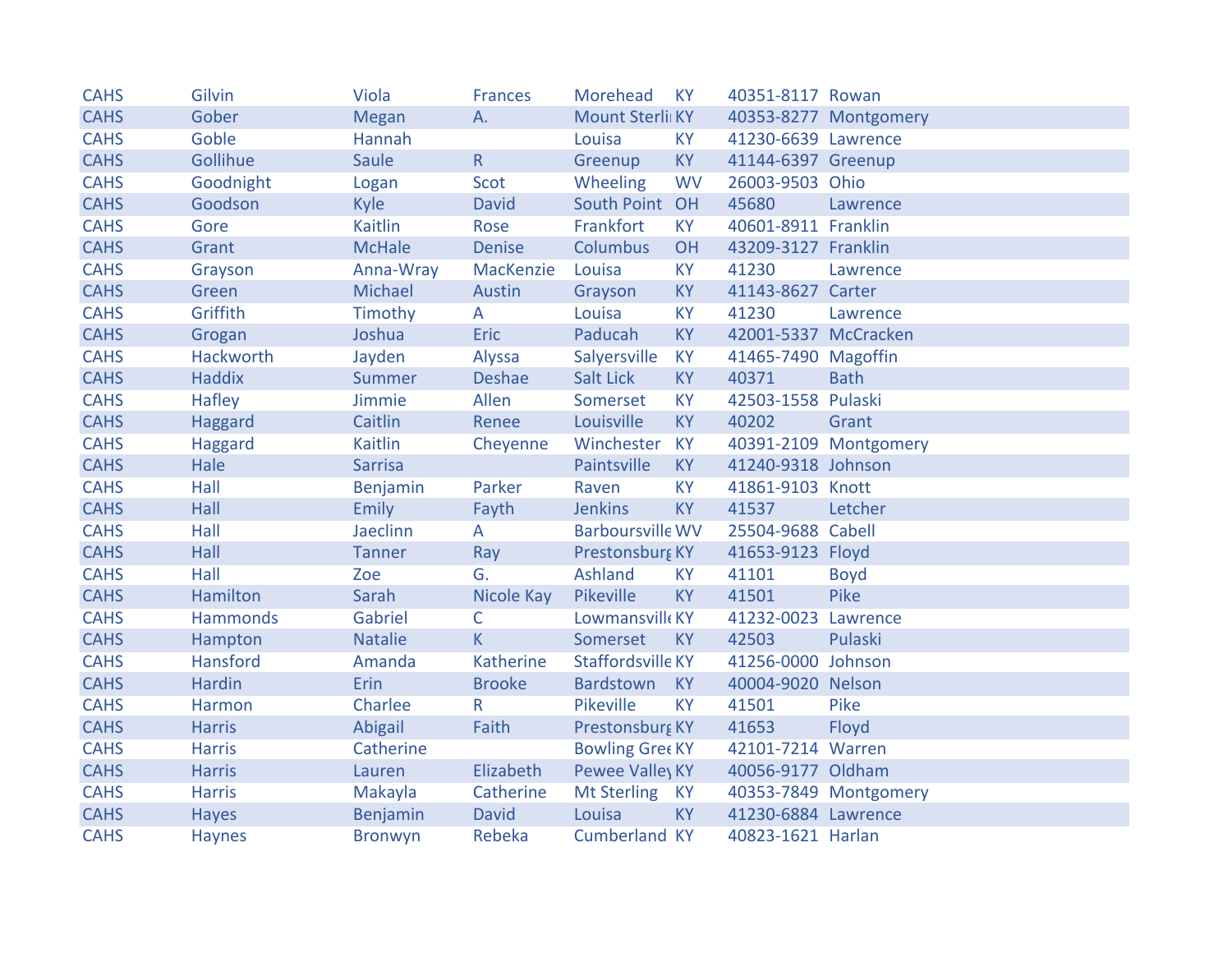| CAHS | Gilvin | Viola | Frances | Morehead | KY | 40351-8117 | Rowan |
|---|---|---|---|---|---|---|---|
| CAHS | Gober | Megan | A. | Mount Sterli | KY | 40353-8277 | Montgomery |
| CAHS | Goble | Hannah | | Louisa | KY | 41230-6639 | Lawrence |
| CAHS | Gollihue | Saule | R | Greenup | KY | 41144-6397 | Greenup |
| CAHS | Goodnight | Logan | Scot | Wheeling | WV | 26003-9503 | Ohio |
| CAHS | Goodson | Kyle | David | South Point | OH | 45680 | Lawrence |
| CAHS | Gore | Kaitlin | Rose | Frankfort | KY | 40601-8911 | Franklin |
| CAHS | Grant | McHale | Denise | Columbus | OH | 43209-3127 | Franklin |
| CAHS | Grayson | Anna-Wray | MacKenzie | Louisa | KY | 41230 | Lawrence |
| CAHS | Green | Michael | Austin | Grayson | KY | 41143-8627 | Carter |
| CAHS | Griffith | Timothy | A | Louisa | KY | 41230 | Lawrence |
| CAHS | Grogan | Joshua | Eric | Paducah | KY | 42001-5337 | McCracken |
| CAHS | Hackworth | Jayden | Alyssa | Salyersville | KY | 41465-7490 | Magoffin |
| CAHS | Haddix | Summer | Deshae | Salt Lick | KY | 40371 | Bath |
| CAHS | Hafley | Jimmie | Allen | Somerset | KY | 42503-1558 | Pulaski |
| CAHS | Haggard | Caitlin | Renee | Louisville | KY | 40202 | Grant |
| CAHS | Haggard | Kaitlin | Cheyenne | Winchester | KY | 40391-2109 | Montgomery |
| CAHS | Hale | Sarrisa | | Paintsville | KY | 41240-9318 | Johnson |
| CAHS | Hall | Benjamin | Parker | Raven | KY | 41861-9103 | Knott |
| CAHS | Hall | Emily | Fayth | Jenkins | KY | 41537 | Letcher |
| CAHS | Hall | Jaeclinn | A | Barboursville | WV | 25504-9688 | Cabell |
| CAHS | Hall | Tanner | Ray | Prestonsburg | KY | 41653-9123 | Floyd |
| CAHS | Hall | Zoe | G. | Ashland | KY | 41101 | Boyd |
| CAHS | Hamilton | Sarah | Nicole Kay | Pikeville | KY | 41501 | Pike |
| CAHS | Hammonds | Gabriel | C | Lowmansville | KY | 41232-0023 | Lawrence |
| CAHS | Hampton | Natalie | K | Somerset | KY | 42503 | Pulaski |
| CAHS | Hansford | Amanda | Katherine | Staffordsville | KY | 41256-0000 | Johnson |
| CAHS | Hardin | Erin | Brooke | Bardstown | KY | 40004-9020 | Nelson |
| CAHS | Harmon | Charlee | R | Pikeville | KY | 41501 | Pike |
| CAHS | Harris | Abigail | Faith | Prestonsburg | KY | 41653 | Floyd |
| CAHS | Harris | Catherine | | Bowling Gree | KY | 42101-7214 | Warren |
| CAHS | Harris | Lauren | Elizabeth | Pewee Valley | KY | 40056-9177 | Oldham |
| CAHS | Harris | Makayla | Catherine | Mt Sterling | KY | 40353-7849 | Montgomery |
| CAHS | Hayes | Benjamin | David | Louisa | KY | 41230-6884 | Lawrence |
| CAHS | Haynes | Bronwyn | Rebeka | Cumberland | KY | 40823-1621 | Harlan |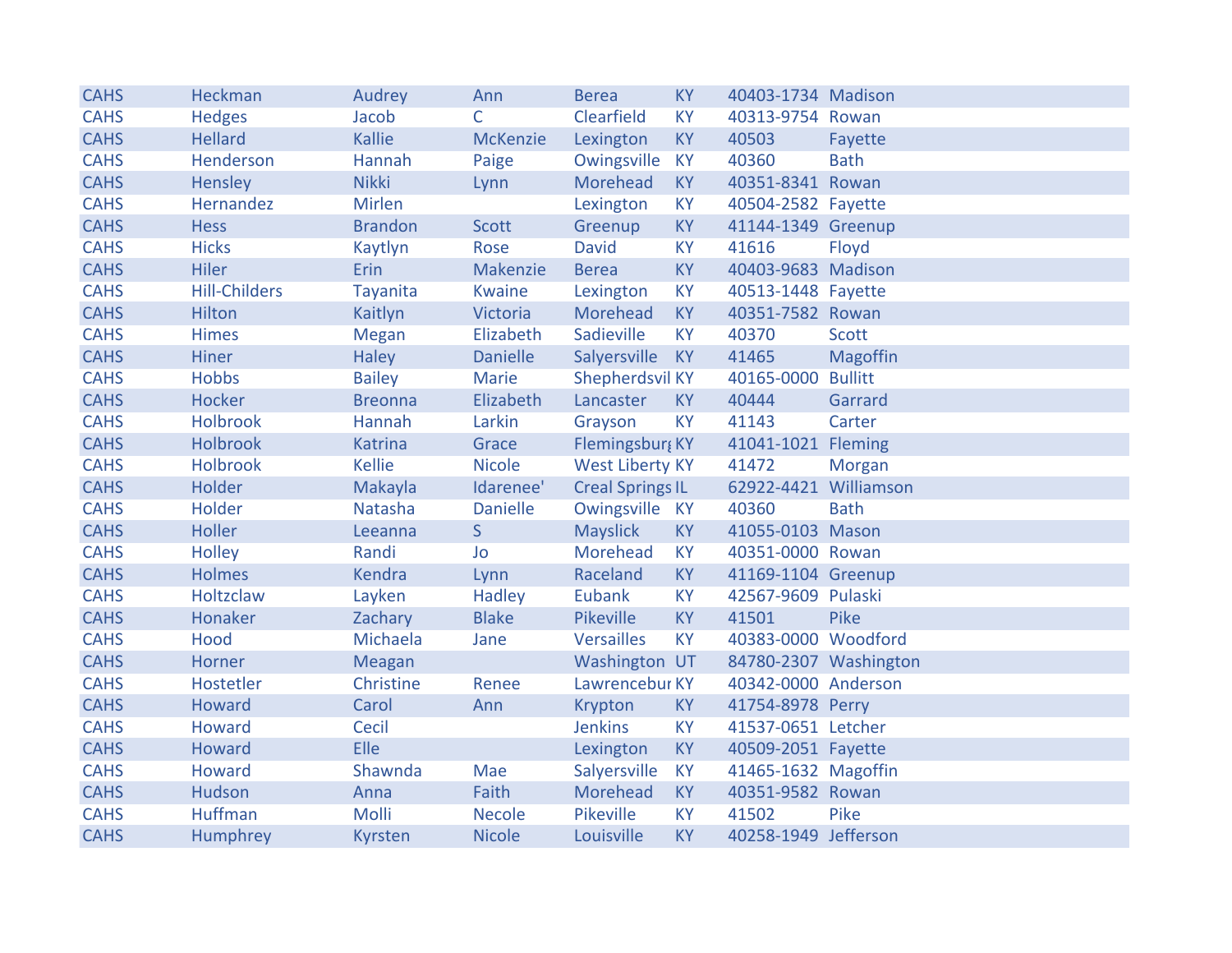| | | | | | | | |
|---|---|---|---|---|---|---|---|
| CAHS | Heckman | Audrey | Ann | Berea | KY | 40403-1734 | Madison |
| CAHS | Hedges | Jacob | C | Clearfield | KY | 40313-9754 | Rowan |
| CAHS | Hellard | Kallie | McKenzie | Lexington | KY | 40503 | Fayette |
| CAHS | Henderson | Hannah | Paige | Owingsville | KY | 40360 | Bath |
| CAHS | Hensley | Nikki | Lynn | Morehead | KY | 40351-8341 | Rowan |
| CAHS | Hernandez | Mirlen | | Lexington | KY | 40504-2582 | Fayette |
| CAHS | Hess | Brandon | Scott | Greenup | KY | 41144-1349 | Greenup |
| CAHS | Hicks | Kaytlyn | Rose | David | KY | 41616 | Floyd |
| CAHS | Hiler | Erin | Makenzie | Berea | KY | 40403-9683 | Madison |
| CAHS | Hill-Childers | Tayanita | Kwaine | Lexington | KY | 40513-1448 | Fayette |
| CAHS | Hilton | Kaitlyn | Victoria | Morehead | KY | 40351-7582 | Rowan |
| CAHS | Himes | Megan | Elizabeth | Sadieville | KY | 40370 | Scott |
| CAHS | Hiner | Haley | Danielle | Salyersville | KY | 41465 | Magoffin |
| CAHS | Hobbs | Bailey | Marie | Shepherdsvil | KY | 40165-0000 | Bullitt |
| CAHS | Hocker | Breonna | Elizabeth | Lancaster | KY | 40444 | Garrard |
| CAHS | Holbrook | Hannah | Larkin | Grayson | KY | 41143 | Carter |
| CAHS | Holbrook | Katrina | Grace | Flemingsburg | KY | 41041-1021 | Fleming |
| CAHS | Holbrook | Kellie | Nicole | West Liberty | KY | 41472 | Morgan |
| CAHS | Holder | Makayla | Idarenee' | Creal Springs | IL | 62922-4421 | Williamson |
| CAHS | Holder | Natasha | Danielle | Owingsville | KY | 40360 | Bath |
| CAHS | Holler | Leeanna | S | Mayslick | KY | 41055-0103 | Mason |
| CAHS | Holley | Randi | Jo | Morehead | KY | 40351-0000 | Rowan |
| CAHS | Holmes | Kendra | Lynn | Raceland | KY | 41169-1104 | Greenup |
| CAHS | Holtzclaw | Layken | Hadley | Eubank | KY | 42567-9609 | Pulaski |
| CAHS | Honaker | Zachary | Blake | Pikeville | KY | 41501 | Pike |
| CAHS | Hood | Michaela | Jane | Versailles | KY | 40383-0000 | Woodford |
| CAHS | Horner | Meagan | | Washington | UT | 84780-2307 | Washington |
| CAHS | Hostetler | Christine | Renee | Lawrencebur | KY | 40342-0000 | Anderson |
| CAHS | Howard | Carol | Ann | Krypton | KY | 41754-8978 | Perry |
| CAHS | Howard | Cecil | | Jenkins | KY | 41537-0651 | Letcher |
| CAHS | Howard | Elle | | Lexington | KY | 40509-2051 | Fayette |
| CAHS | Howard | Shawnda | Mae | Salyersville | KY | 41465-1632 | Magoffin |
| CAHS | Hudson | Anna | Faith | Morehead | KY | 40351-9582 | Rowan |
| CAHS | Huffman | Molli | Necole | Pikeville | KY | 41502 | Pike |
| CAHS | Humphrey | Kyrsten | Nicole | Louisville | KY | 40258-1949 | Jefferson |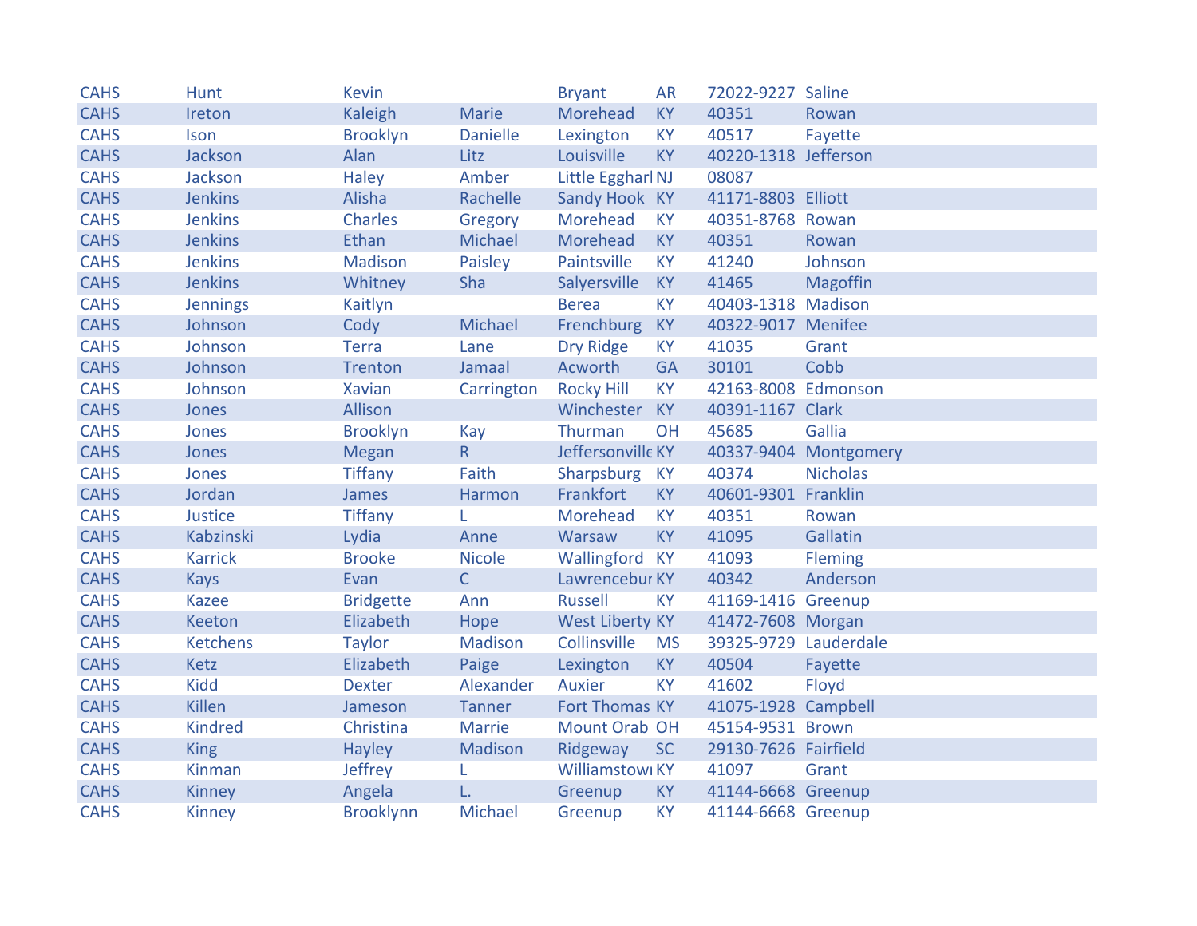| CAHS | Hunt | Kevin | | Bryant | AR | 72022-9227 | Saline |
|---|---|---|---|---|---|---|---|
| CAHS | Ireton | Kaleigh | Marie | Morehead | KY | 40351 | Rowan |
| CAHS | Ison | Brooklyn | Danielle | Lexington | KY | 40517 | Fayette |
| CAHS | Jackson | Alan | Litz | Louisville | KY | 40220-1318 | Jefferson |
| CAHS | Jackson | Haley | Amber | Little Eggharl | NJ | 08087 | |
| CAHS | Jenkins | Alisha | Rachelle | Sandy Hook | KY | 41171-8803 | Elliott |
| CAHS | Jenkins | Charles | Gregory | Morehead | KY | 40351-8768 | Rowan |
| CAHS | Jenkins | Ethan | Michael | Morehead | KY | 40351 | Rowan |
| CAHS | Jenkins | Madison | Paisley | Paintsville | KY | 41240 | Johnson |
| CAHS | Jenkins | Whitney | Sha | Salyersville | KY | 41465 | Magoffin |
| CAHS | Jennings | Kaitlyn | | Berea | KY | 40403-1318 | Madison |
| CAHS | Johnson | Cody | Michael | Frenchburg | KY | 40322-9017 | Menifee |
| CAHS | Johnson | Terra | Lane | Dry Ridge | KY | 41035 | Grant |
| CAHS | Johnson | Trenton | Jamaal | Acworth | GA | 30101 | Cobb |
| CAHS | Johnson | Xavian | Carrington | Rocky Hill | KY | 42163-8008 | Edmonson |
| CAHS | Jones | Allison | | Winchester | KY | 40391-1167 | Clark |
| CAHS | Jones | Brooklyn | Kay | Thurman | OH | 45685 | Gallia |
| CAHS | Jones | Megan | R | Jeffersonville | KY | 40337-9404 | Montgomery |
| CAHS | Jones | Tiffany | Faith | Sharpsburg | KY | 40374 | Nicholas |
| CAHS | Jordan | James | Harmon | Frankfort | KY | 40601-9301 | Franklin |
| CAHS | Justice | Tiffany | L | Morehead | KY | 40351 | Rowan |
| CAHS | Kabzinski | Lydia | Anne | Warsaw | KY | 41095 | Gallatin |
| CAHS | Karrick | Brooke | Nicole | Wallingford | KY | 41093 | Fleming |
| CAHS | Kays | Evan | C | Lawrencebur | KY | 40342 | Anderson |
| CAHS | Kazee | Bridgette | Ann | Russell | KY | 41169-1416 | Greenup |
| CAHS | Keeton | Elizabeth | Hope | West Liberty | KY | 41472-7608 | Morgan |
| CAHS | Ketchens | Taylor | Madison | Collinsville | MS | 39325-9729 | Lauderdale |
| CAHS | Ketz | Elizabeth | Paige | Lexington | KY | 40504 | Fayette |
| CAHS | Kidd | Dexter | Alexander | Auxier | KY | 41602 | Floyd |
| CAHS | Killen | Jameson | Tanner | Fort Thomas | KY | 41075-1928 | Campbell |
| CAHS | Kindred | Christina | Marrie | Mount Orab | OH | 45154-9531 | Brown |
| CAHS | King | Hayley | Madison | Ridgeway | SC | 29130-7626 | Fairfield |
| CAHS | Kinman | Jeffrey | L | Williamstowi | KY | 41097 | Grant |
| CAHS | Kinney | Angela | L. | Greenup | KY | 41144-6668 | Greenup |
| CAHS | Kinney | Brooklynn | Michael | Greenup | KY | 41144-6668 | Greenup |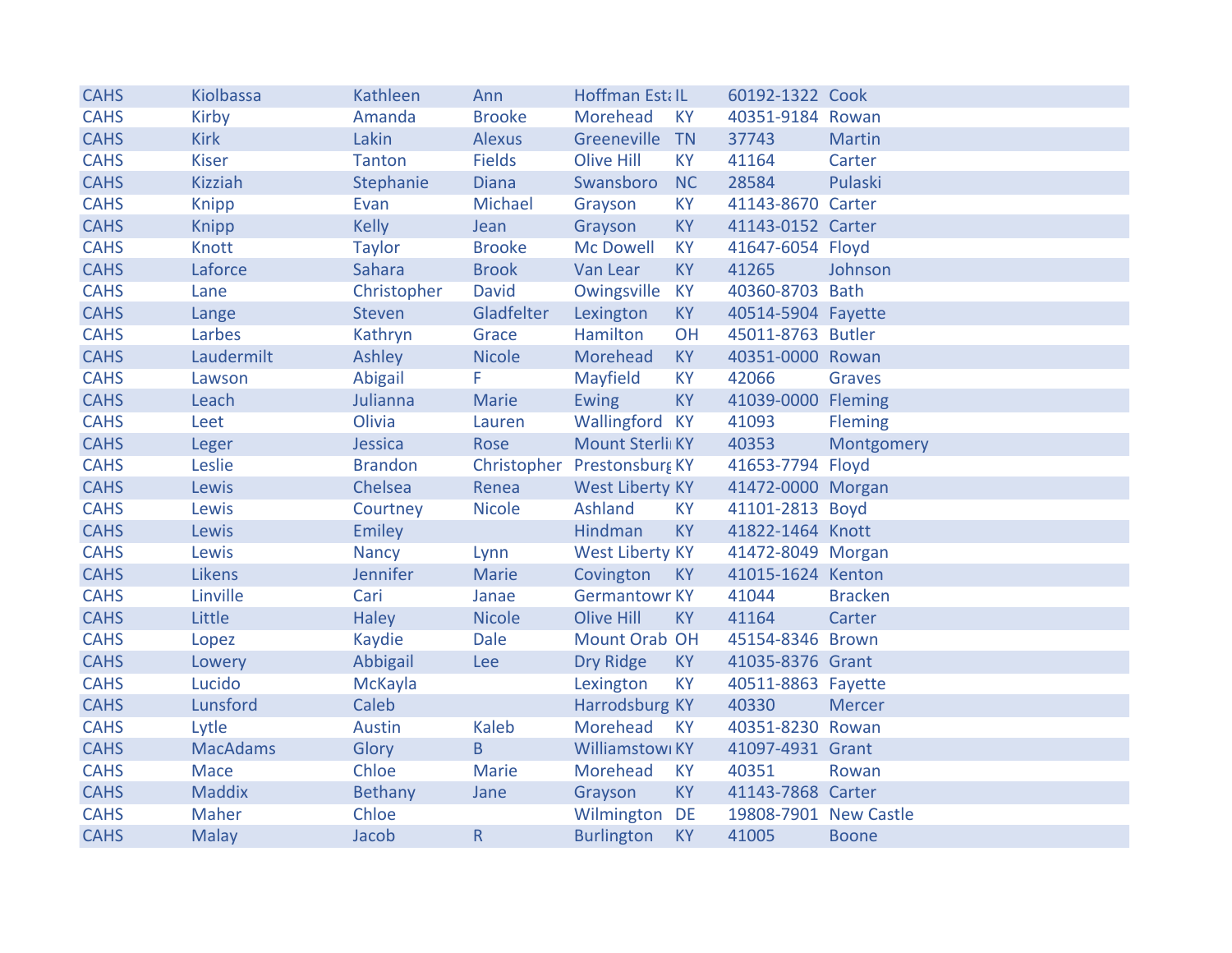| CAHS | Kiolbassa | Kathleen | Ann | Hoffman Esta | IL | 60192-1322 | Cook |
|---|---|---|---|---|---|---|---|
| CAHS | Kirby | Amanda | Brooke | Morehead | KY | 40351-9184 | Rowan |
| CAHS | Kirk | Lakin | Alexus | Greeneville | TN | 37743 | Martin |
| CAHS | Kiser | Tanton | Fields | Olive Hill | KY | 41164 | Carter |
| CAHS | Kizziah | Stephanie | Diana | Swansboro | NC | 28584 | Pulaski |
| CAHS | Knipp | Evan | Michael | Grayson | KY | 41143-8670 | Carter |
| CAHS | Knipp | Kelly | Jean | Grayson | KY | 41143-0152 | Carter |
| CAHS | Knott | Taylor | Brooke | Mc Dowell | KY | 41647-6054 | Floyd |
| CAHS | Laforce | Sahara | Brook | Van Lear | KY | 41265 | Johnson |
| CAHS | Lane | Christopher | David | Owingsville | KY | 40360-8703 | Bath |
| CAHS | Lange | Steven | Gladfelter | Lexington | KY | 40514-5904 | Fayette |
| CAHS | Larbes | Kathryn | Grace | Hamilton | OH | 45011-8763 | Butler |
| CAHS | Laudermilt | Ashley | Nicole | Morehead | KY | 40351-0000 | Rowan |
| CAHS | Lawson | Abigail | F | Mayfield | KY | 42066 | Graves |
| CAHS | Leach | Julianna | Marie | Ewing | KY | 41039-0000 | Fleming |
| CAHS | Leet | Olivia | Lauren | Wallingford | KY | 41093 | Fleming |
| CAHS | Leger | Jessica | Rose | Mount Sterli | KY | 40353 | Montgomery |
| CAHS | Leslie | Brandon | Christopher | Prestonsburg | KY | 41653-7794 | Floyd |
| CAHS | Lewis | Chelsea | Renea | West Liberty | KY | 41472-0000 | Morgan |
| CAHS | Lewis | Courtney | Nicole | Ashland | KY | 41101-2813 | Boyd |
| CAHS | Lewis | Emiley | | Hindman | KY | 41822-1464 | Knott |
| CAHS | Lewis | Nancy | Lynn | West Liberty | KY | 41472-8049 | Morgan |
| CAHS | Likens | Jennifer | Marie | Covington | KY | 41015-1624 | Kenton |
| CAHS | Linville | Cari | Janae | Germantown | KY | 41044 | Bracken |
| CAHS | Little | Haley | Nicole | Olive Hill | KY | 41164 | Carter |
| CAHS | Lopez | Kaydie | Dale | Mount Orab | OH | 45154-8346 | Brown |
| CAHS | Lowery | Abbigail | Lee | Dry Ridge | KY | 41035-8376 | Grant |
| CAHS | Lucido | McKayla | | Lexington | KY | 40511-8863 | Fayette |
| CAHS | Lunsford | Caleb | | Harrodsburg | KY | 40330 | Mercer |
| CAHS | Lytle | Austin | Kaleb | Morehead | KY | 40351-8230 | Rowan |
| CAHS | MacAdams | Glory | B | Williamstown | KY | 41097-4931 | Grant |
| CAHS | Mace | Chloe | Marie | Morehead | KY | 40351 | Rowan |
| CAHS | Maddix | Bethany | Jane | Grayson | KY | 41143-7868 | Carter |
| CAHS | Maher | Chloe | | Wilmington | DE | 19808-7901 | New Castle |
| CAHS | Malay | Jacob | R | Burlington | KY | 41005 | Boone |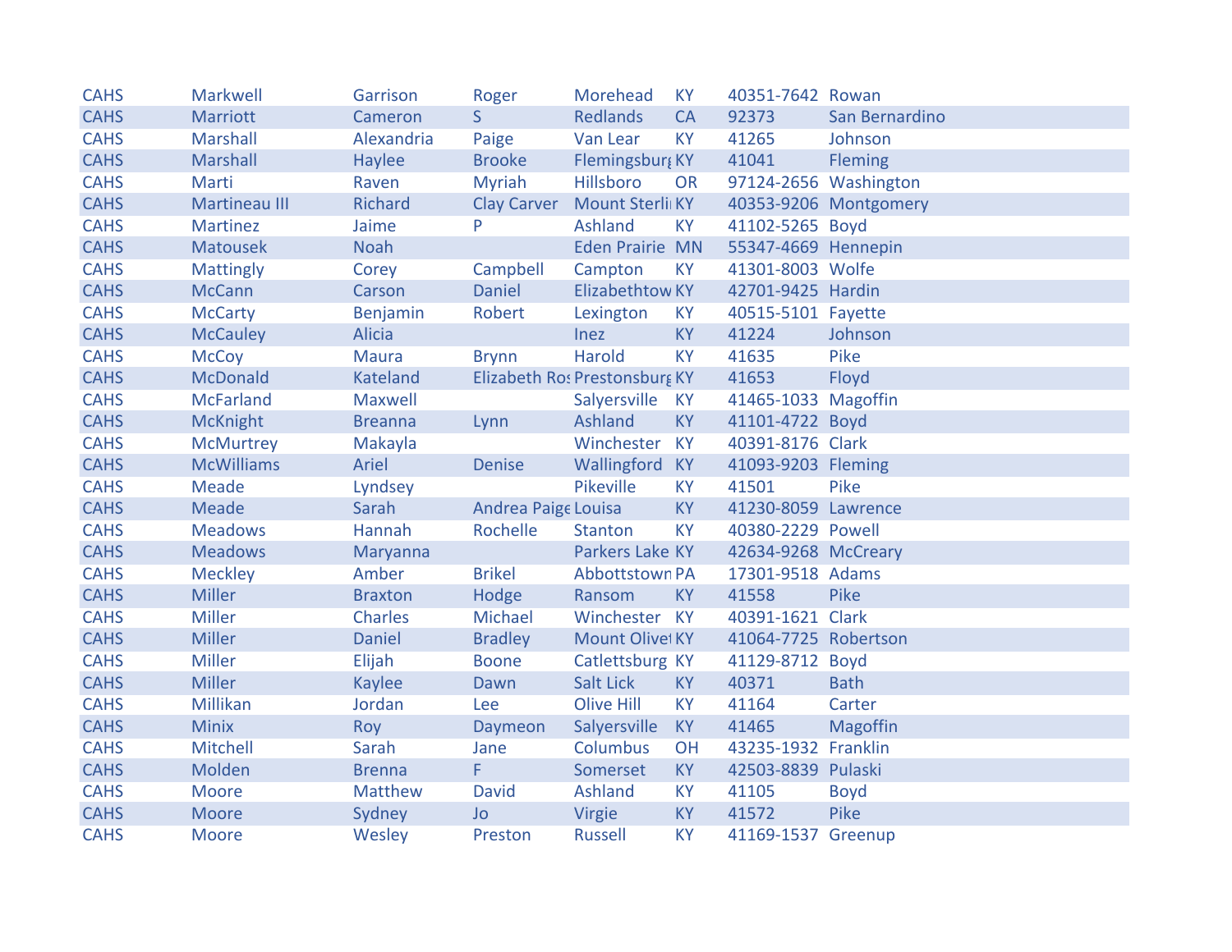| | | | | | | | |
|---|---|---|---|---|---|---|---|
| CAHS | Markwell | Garrison | Roger | Morehead | KY | 40351-7642 | Rowan |
| CAHS | Marriott | Cameron | S | Redlands | CA | 92373 | San Bernardino |
| CAHS | Marshall | Alexandria | Paige | Van Lear | KY | 41265 | Johnson |
| CAHS | Marshall | Haylee | Brooke | Flemingsburg | KY | 41041 | Fleming |
| CAHS | Marti | Raven | Myriah | Hillsboro | OR | 97124-2656 | Washington |
| CAHS | Martineau III | Richard | Clay Carver | Mount Sterli | KY | 40353-9206 | Montgomery |
| CAHS | Martinez | Jaime | P | Ashland | KY | 41102-5265 | Boyd |
| CAHS | Matousek | Noah | | Eden Prairie | MN | 55347-4669 | Hennepin |
| CAHS | Mattingly | Corey | Campbell | Campton | KY | 41301-8003 | Wolfe |
| CAHS | McCann | Carson | Daniel | Elizabethtow | KY | 42701-9425 | Hardin |
| CAHS | McCarty | Benjamin | Robert | Lexington | KY | 40515-5101 | Fayette |
| CAHS | McCauley | Alicia | | Inez | KY | 41224 | Johnson |
| CAHS | McCoy | Maura | Brynn | Harold | KY | 41635 | Pike |
| CAHS | McDonald | Kateland | Elizabeth Ros | Prestonsburg | KY | 41653 | Floyd |
| CAHS | McFarland | Maxwell | | Salyersville | KY | 41465-1033 | Magoffin |
| CAHS | McKnight | Breanna | Lynn | Ashland | KY | 41101-4722 | Boyd |
| CAHS | McMurtrey | Makayla | | Winchester | KY | 40391-8176 | Clark |
| CAHS | McWilliams | Ariel | Denise | Wallingford | KY | 41093-9203 | Fleming |
| CAHS | Meade | Lyndsey | | Pikeville | KY | 41501 | Pike |
| CAHS | Meade | Sarah | Andrea Paige | Louisa | KY | 41230-8059 | Lawrence |
| CAHS | Meadows | Hannah | Rochelle | Stanton | KY | 40380-2229 | Powell |
| CAHS | Meadows | Maryanna | | Parkers Lake | KY | 42634-9268 | McCreary |
| CAHS | Meckley | Amber | Brikel | Abbottstown | PA | 17301-9518 | Adams |
| CAHS | Miller | Braxton | Hodge | Ransom | KY | 41558 | Pike |
| CAHS | Miller | Charles | Michael | Winchester | KY | 40391-1621 | Clark |
| CAHS | Miller | Daniel | Bradley | Mount Olivet | KY | 41064-7725 | Robertson |
| CAHS | Miller | Elijah | Boone | Catlettsburg | KY | 41129-8712 | Boyd |
| CAHS | Miller | Kaylee | Dawn | Salt Lick | KY | 40371 | Bath |
| CAHS | Millikan | Jordan | Lee | Olive Hill | KY | 41164 | Carter |
| CAHS | Minix | Roy | Daymeon | Salyersville | KY | 41465 | Magoffin |
| CAHS | Mitchell | Sarah | Jane | Columbus | OH | 43235-1932 | Franklin |
| CAHS | Molden | Brenna | F | Somerset | KY | 42503-8839 | Pulaski |
| CAHS | Moore | Matthew | David | Ashland | KY | 41105 | Boyd |
| CAHS | Moore | Sydney | Jo | Virgie | KY | 41572 | Pike |
| CAHS | Moore | Wesley | Preston | Russell | KY | 41169-1537 | Greenup |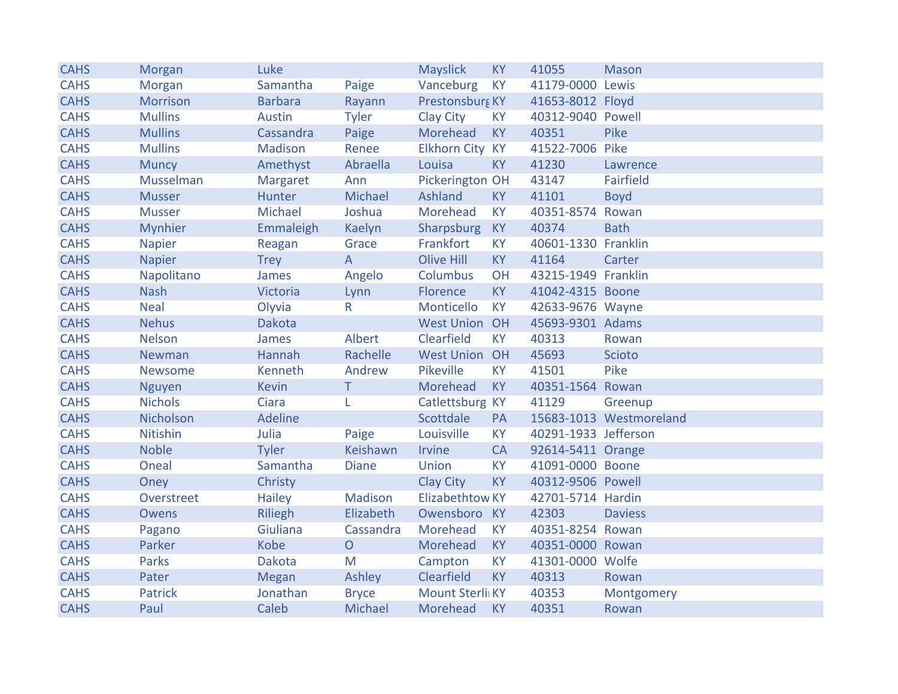| | | | | | | | |
|---|---|---|---|---|---|---|---|
| CAHS | Morgan | Luke | | Mayslick | KY | 41055 | Mason |
| CAHS | Morgan | Samantha | Paige | Vanceburg | KY | 41179-0000 | Lewis |
| CAHS | Morrison | Barbara | Rayann | Prestonsburg | KY | 41653-8012 | Floyd |
| CAHS | Mullins | Austin | Tyler | Clay City | KY | 40312-9040 | Powell |
| CAHS | Mullins | Cassandra | Paige | Morehead | KY | 40351 | Pike |
| CAHS | Mullins | Madison | Renee | Elkhorn City | KY | 41522-7006 | Pike |
| CAHS | Muncy | Amethyst | Abraella | Louisa | KY | 41230 | Lawrence |
| CAHS | Musselman | Margaret | Ann | Pickerington | OH | 43147 | Fairfield |
| CAHS | Musser | Hunter | Michael | Ashland | KY | 41101 | Boyd |
| CAHS | Musser | Michael | Joshua | Morehead | KY | 40351-8574 | Rowan |
| CAHS | Mynhier | Emmaleigh | Kaelyn | Sharpsburg | KY | 40374 | Bath |
| CAHS | Napier | Reagan | Grace | Frankfort | KY | 40601-1330 | Franklin |
| CAHS | Napier | Trey | A | Olive Hill | KY | 41164 | Carter |
| CAHS | Napolitano | James | Angelo | Columbus | OH | 43215-1949 | Franklin |
| CAHS | Nash | Victoria | Lynn | Florence | KY | 41042-4315 | Boone |
| CAHS | Neal | Olyvia | R | Monticello | KY | 42633-9676 | Wayne |
| CAHS | Nehus | Dakota | | West Union | OH | 45693-9301 | Adams |
| CAHS | Nelson | James | Albert | Clearfield | KY | 40313 | Rowan |
| CAHS | Newman | Hannah | Rachelle | West Union | OH | 45693 | Scioto |
| CAHS | Newsome | Kenneth | Andrew | Pikeville | KY | 41501 | Pike |
| CAHS | Nguyen | Kevin | T | Morehead | KY | 40351-1564 | Rowan |
| CAHS | Nichols | Ciara | L | Catlettsburg | KY | 41129 | Greenup |
| CAHS | Nicholson | Adeline | | Scottdale | PA | 15683-1013 | Westmoreland |
| CAHS | Nitishin | Julia | Paige | Louisville | KY | 40291-1933 | Jefferson |
| CAHS | Noble | Tyler | Keishawn | Irvine | CA | 92614-5411 | Orange |
| CAHS | Oneal | Samantha | Diane | Union | KY | 41091-0000 | Boone |
| CAHS | Oney | Christy | | Clay City | KY | 40312-9506 | Powell |
| CAHS | Overstreet | Hailey | Madison | Elizabethtow | KY | 42701-5714 | Hardin |
| CAHS | Owens | Riliegh | Elizabeth | Owensboro | KY | 42303 | Daviess |
| CAHS | Pagano | Giuliana | Cassandra | Morehead | KY | 40351-8254 | Rowan |
| CAHS | Parker | Kobe | O | Morehead | KY | 40351-0000 | Rowan |
| CAHS | Parks | Dakota | M | Campton | KY | 41301-0000 | Wolfe |
| CAHS | Pater | Megan | Ashley | Clearfield | KY | 40313 | Rowan |
| CAHS | Patrick | Jonathan | Bryce | Mount Sterli | KY | 40353 | Montgomery |
| CAHS | Paul | Caleb | Michael | Morehead | KY | 40351 | Rowan |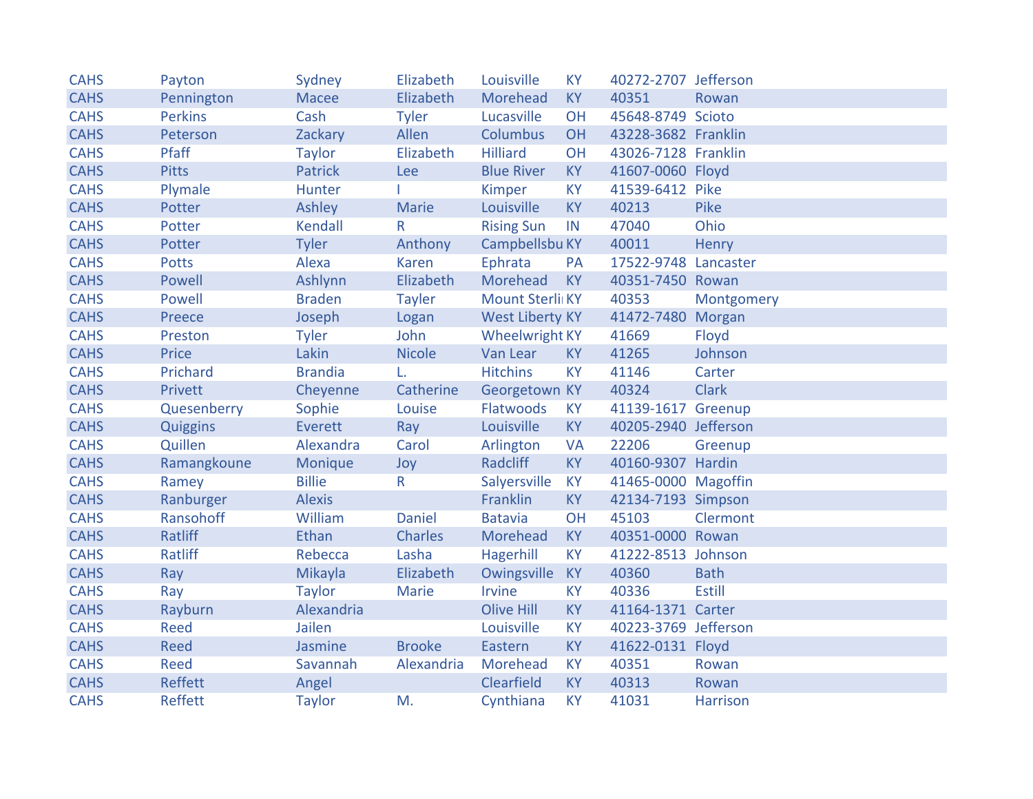| CAHS | Payton | Sydney | Elizabeth | Louisville | KY | 40272-2707 | Jefferson |
|---|---|---|---|---|---|---|---|
| CAHS | Pennington | Macee | Elizabeth | Morehead | KY | 40351 | Rowan |
| CAHS | Perkins | Cash | Tyler | Lucasville | OH | 45648-8749 | Scioto |
| CAHS | Peterson | Zackary | Allen | Columbus | OH | 43228-3682 | Franklin |
| CAHS | Pfaff | Taylor | Elizabeth | Hilliard | OH | 43026-7128 | Franklin |
| CAHS | Pitts | Patrick | Lee | Blue River | KY | 41607-0060 | Floyd |
| CAHS | Plymale | Hunter | I | Kimper | KY | 41539-6412 | Pike |
| CAHS | Potter | Ashley | Marie | Louisville | KY | 40213 | Pike |
| CAHS | Potter | Kendall | R | Rising Sun | IN | 47040 | Ohio |
| CAHS | Potter | Tyler | Anthony | Campbellsbu | KY | 40011 | Henry |
| CAHS | Potts | Alexa | Karen | Ephrata | PA | 17522-9748 | Lancaster |
| CAHS | Powell | Ashlynn | Elizabeth | Morehead | KY | 40351-7450 | Rowan |
| CAHS | Powell | Braden | Tayler | Mount Sterli | KY | 40353 | Montgomery |
| CAHS | Preece | Joseph | Logan | West Liberty | KY | 41472-7480 | Morgan |
| CAHS | Preston | Tyler | John | Wheelwright | KY | 41669 | Floyd |
| CAHS | Price | Lakin | Nicole | Van Lear | KY | 41265 | Johnson |
| CAHS | Prichard | Brandia | L. | Hitchins | KY | 41146 | Carter |
| CAHS | Privett | Cheyenne | Catherine | Georgetown | KY | 40324 | Clark |
| CAHS | Quesenberry | Sophie | Louise | Flatwoods | KY | 41139-1617 | Greenup |
| CAHS | Quiggins | Everett | Ray | Louisville | KY | 40205-2940 | Jefferson |
| CAHS | Quillen | Alexandra | Carol | Arlington | VA | 22206 | Greenup |
| CAHS | Ramangkoune | Monique | Joy | Radcliff | KY | 40160-9307 | Hardin |
| CAHS | Ramey | Billie | R | Salyersville | KY | 41465-0000 | Magoffin |
| CAHS | Ranburger | Alexis | | Franklin | KY | 42134-7193 | Simpson |
| CAHS | Ransohoff | William | Daniel | Batavia | OH | 45103 | Clermont |
| CAHS | Ratliff | Ethan | Charles | Morehead | KY | 40351-0000 | Rowan |
| CAHS | Ratliff | Rebecca | Lasha | Hagerhill | KY | 41222-8513 | Johnson |
| CAHS | Ray | Mikayla | Elizabeth | Owingsville | KY | 40360 | Bath |
| CAHS | Ray | Taylor | Marie | Irvine | KY | 40336 | Estill |
| CAHS | Rayburn | Alexandria | | Olive Hill | KY | 41164-1371 | Carter |
| CAHS | Reed | Jailen | | Louisville | KY | 40223-3769 | Jefferson |
| CAHS | Reed | Jasmine | Brooke | Eastern | KY | 41622-0131 | Floyd |
| CAHS | Reed | Savannah | Alexandria | Morehead | KY | 40351 | Rowan |
| CAHS | Reffett | Angel | | Clearfield | KY | 40313 | Rowan |
| CAHS | Reffett | Taylor | M. | Cynthiana | KY | 41031 | Harrison |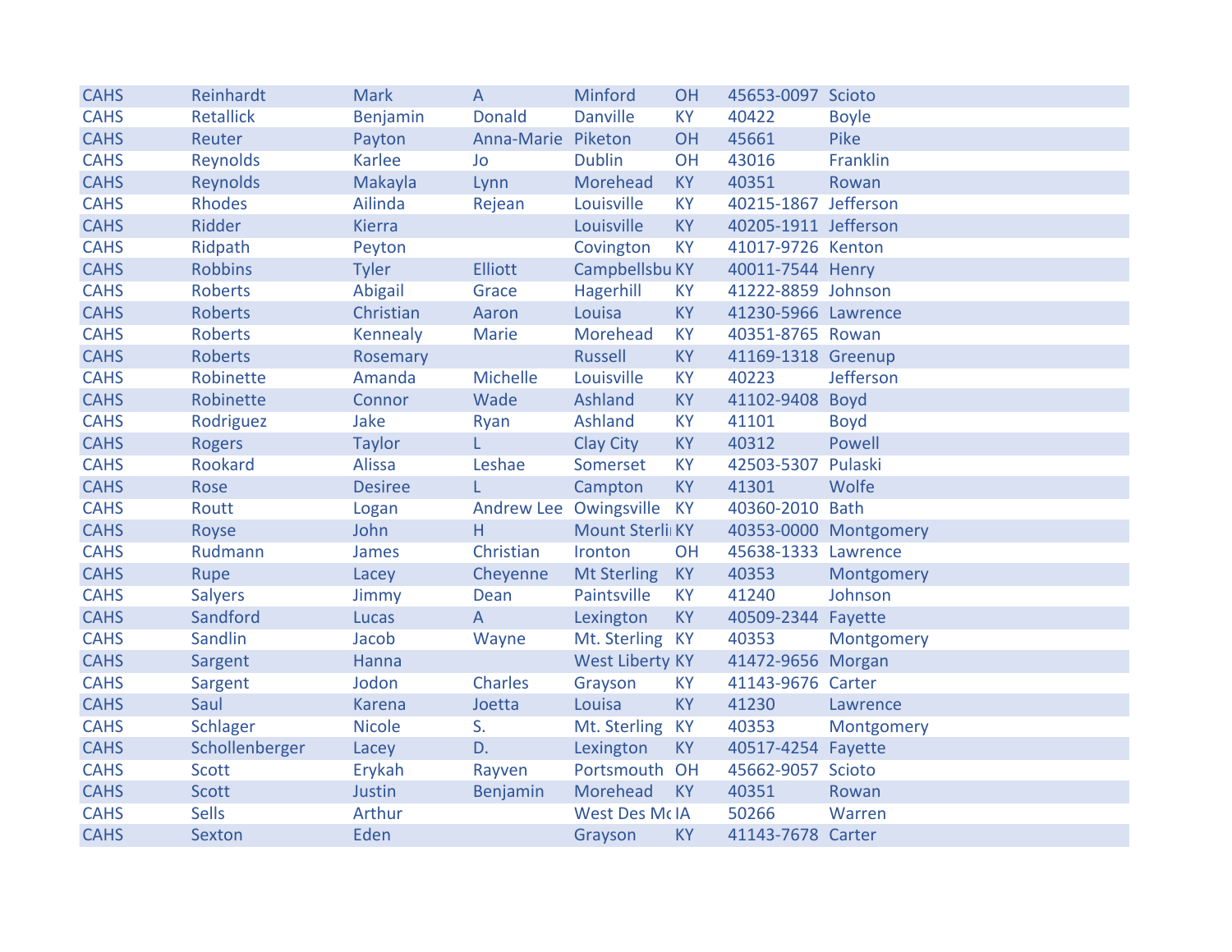| CAHS | Reinhardt | Mark | A | Minford | OH | 45653-0097 | Scioto |
|---|---|---|---|---|---|---|---|
| CAHS | Retallick | Benjamin | Donald | Danville | KY | 40422 | Boyle |
| CAHS | Reuter | Payton | Anna-Marie | Piketon | OH | 45661 | Pike |
| CAHS | Reynolds | Karlee | Jo | Dublin | OH | 43016 | Franklin |
| CAHS | Reynolds | Makayla | Lynn | Morehead | KY | 40351 | Rowan |
| CAHS | Rhodes | Ailinda | Rejean | Louisville | KY | 40215-1867 | Jefferson |
| CAHS | Ridder | Kierra | | Louisville | KY | 40205-1911 | Jefferson |
| CAHS | Ridpath | Peyton | | Covington | KY | 41017-9726 | Kenton |
| CAHS | Robbins | Tyler | Elliott | Campbellsbu | KY | 40011-7544 | Henry |
| CAHS | Roberts | Abigail | Grace | Hagerhill | KY | 41222-8859 | Johnson |
| CAHS | Roberts | Christian | Aaron | Louisa | KY | 41230-5966 | Lawrence |
| CAHS | Roberts | Kennealy | Marie | Morehead | KY | 40351-8765 | Rowan |
| CAHS | Roberts | Rosemary | | Russell | KY | 41169-1318 | Greenup |
| CAHS | Robinette | Amanda | Michelle | Louisville | KY | 40223 | Jefferson |
| CAHS | Robinette | Connor | Wade | Ashland | KY | 41102-9408 | Boyd |
| CAHS | Rodriguez | Jake | Ryan | Ashland | KY | 41101 | Boyd |
| CAHS | Rogers | Taylor | L | Clay City | KY | 40312 | Powell |
| CAHS | Rookard | Alissa | Leshae | Somerset | KY | 42503-5307 | Pulaski |
| CAHS | Rose | Desiree | L | Campton | KY | 41301 | Wolfe |
| CAHS | Routt | Logan | Andrew Lee | Owingsville | KY | 40360-2010 | Bath |
| CAHS | Royse | John | H | Mount Sterli | KY | 40353-0000 | Montgomery |
| CAHS | Rudmann | James | Christian | Ironton | OH | 45638-1333 | Lawrence |
| CAHS | Rupe | Lacey | Cheyenne | Mt Sterling | KY | 40353 | Montgomery |
| CAHS | Salyers | Jimmy | Dean | Paintsville | KY | 41240 | Johnson |
| CAHS | Sandford | Lucas | A | Lexington | KY | 40509-2344 | Fayette |
| CAHS | Sandlin | Jacob | Wayne | Mt. Sterling | KY | 40353 | Montgomery |
| CAHS | Sargent | Hanna | | West Liberty | KY | 41472-9656 | Morgan |
| CAHS | Sargent | Jodon | Charles | Grayson | KY | 41143-9676 | Carter |
| CAHS | Saul | Karena | Joetta | Louisa | KY | 41230 | Lawrence |
| CAHS | Schlager | Nicole | S. | Mt. Sterling | KY | 40353 | Montgomery |
| CAHS | Schollenberger | Lacey | D. | Lexington | KY | 40517-4254 | Fayette |
| CAHS | Scott | Erykah | Rayven | Portsmouth | OH | 45662-9057 | Scioto |
| CAHS | Scott | Justin | Benjamin | Morehead | KY | 40351 | Rowan |
| CAHS | Sells | Arthur | | West Des Mc | IA | 50266 | Warren |
| CAHS | Sexton | Eden | | Grayson | KY | 41143-7678 | Carter |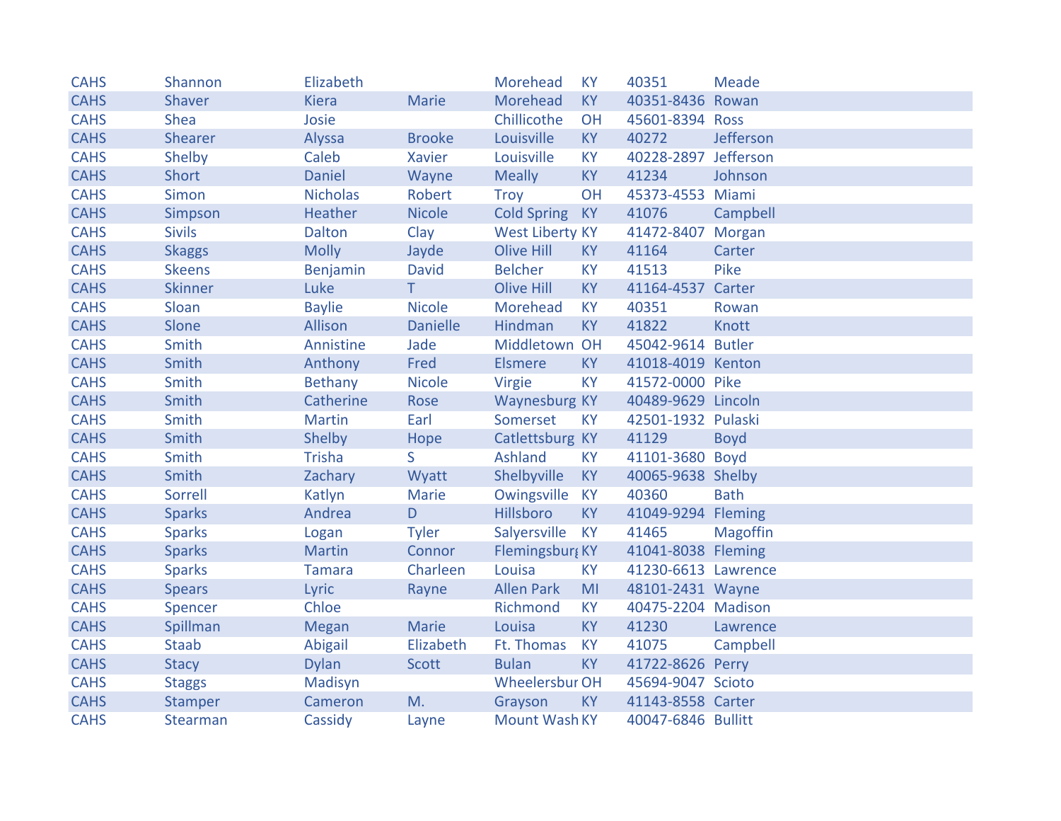| CAHS | Shannon | Elizabeth | | Morehead | KY | 40351 | Meade |
|---|---|---|---|---|---|---|---|
| CAHS | Shaver | Kiera | Marie | Morehead | KY | 40351-8436 | Rowan |
| CAHS | Shea | Josie | | Chillicothe | OH | 45601-8394 | Ross |
| CAHS | Shearer | Alyssa | Brooke | Louisville | KY | 40272 | Jefferson |
| CAHS | Shelby | Caleb | Xavier | Louisville | KY | 40228-2897 | Jefferson |
| CAHS | Short | Daniel | Wayne | Meally | KY | 41234 | Johnson |
| CAHS | Simon | Nicholas | Robert | Troy | OH | 45373-4553 | Miami |
| CAHS | Simpson | Heather | Nicole | Cold Spring | KY | 41076 | Campbell |
| CAHS | Sivils | Dalton | Clay | West Liberty | KY | 41472-8407 | Morgan |
| CAHS | Skaggs | Molly | Jayde | Olive Hill | KY | 41164 | Carter |
| CAHS | Skeens | Benjamin | David | Belcher | KY | 41513 | Pike |
| CAHS | Skinner | Luke | T | Olive Hill | KY | 41164-4537 | Carter |
| CAHS | Sloan | Baylie | Nicole | Morehead | KY | 40351 | Rowan |
| CAHS | Slone | Allison | Danielle | Hindman | KY | 41822 | Knott |
| CAHS | Smith | Annistine | Jade | Middletown | OH | 45042-9614 | Butler |
| CAHS | Smith | Anthony | Fred | Elsmere | KY | 41018-4019 | Kenton |
| CAHS | Smith | Bethany | Nicole | Virgie | KY | 41572-0000 | Pike |
| CAHS | Smith | Catherine | Rose | Waynesburg | KY | 40489-9629 | Lincoln |
| CAHS | Smith | Martin | Earl | Somerset | KY | 42501-1932 | Pulaski |
| CAHS | Smith | Shelby | Hope | Catlettsburg | KY | 41129 | Boyd |
| CAHS | Smith | Trisha | S | Ashland | KY | 41101-3680 | Boyd |
| CAHS | Smith | Zachary | Wyatt | Shelbyville | KY | 40065-9638 | Shelby |
| CAHS | Sorrell | Katlyn | Marie | Owingsville | KY | 40360 | Bath |
| CAHS | Sparks | Andrea | D | Hillsboro | KY | 41049-9294 | Fleming |
| CAHS | Sparks | Logan | Tyler | Salyersville | KY | 41465 | Magoffin |
| CAHS | Sparks | Martin | Connor | Flemingsburg | KY | 41041-8038 | Fleming |
| CAHS | Sparks | Tamara | Charleen | Louisa | KY | 41230-6613 | Lawrence |
| CAHS | Spears | Lyric | Rayne | Allen Park | MI | 48101-2431 | Wayne |
| CAHS | Spencer | Chloe | | Richmond | KY | 40475-2204 | Madison |
| CAHS | Spillman | Megan | Marie | Louisa | KY | 41230 | Lawrence |
| CAHS | Staab | Abigail | Elizabeth | Ft. Thomas | KY | 41075 | Campbell |
| CAHS | Stacy | Dylan | Scott | Bulan | KY | 41722-8626 | Perry |
| CAHS | Staggs | Madisyn | | Wheelersbur | OH | 45694-9047 | Scioto |
| CAHS | Stamper | Cameron | M. | Grayson | KY | 41143-8558 | Carter |
| CAHS | Stearman | Cassidy | Layne | Mount Wash | KY | 40047-6846 | Bullitt |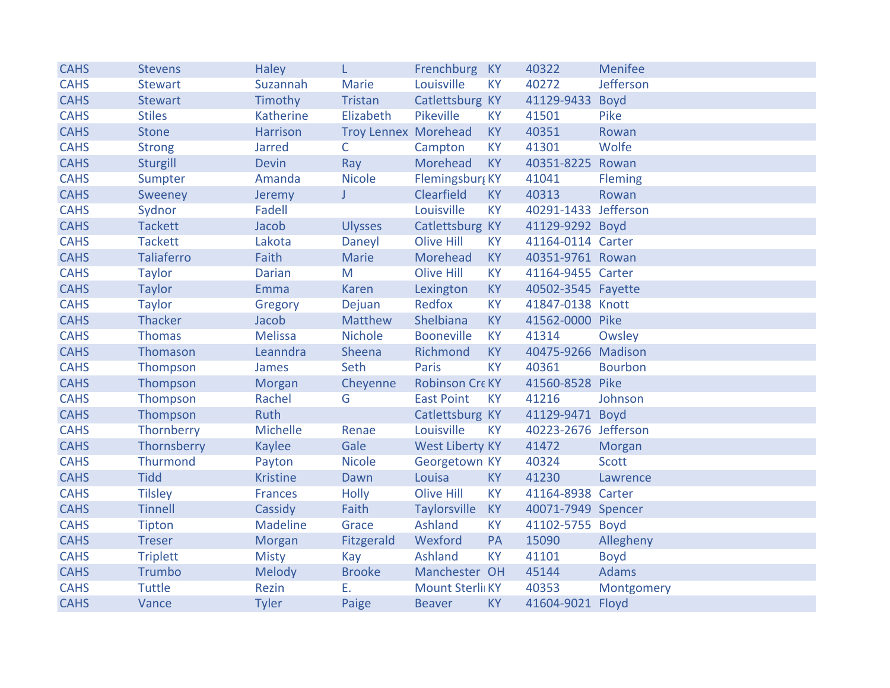| CAHS | Stevens | Haley | L | Frenchburg | KY | 40322 | Menifee |
|---|---|---|---|---|---|---|---|
| CAHS | Stewart | Suzannah | Marie | Louisville | KY | 40272 | Jefferson |
| CAHS | Stewart | Timothy | Tristan | Catlettsburg | KY | 41129-9433 | Boyd |
| CAHS | Stiles | Katherine | Elizabeth | Pikeville | KY | 41501 | Pike |
| CAHS | Stone | Harrison | Troy Lennex | Morehead | KY | 40351 | Rowan |
| CAHS | Strong | Jarred | C | Campton | KY | 41301 | Wolfe |
| CAHS | Sturgill | Devin | Ray | Morehead | KY | 40351-8225 | Rowan |
| CAHS | Sumpter | Amanda | Nicole | Flemingsburg | KY | 41041 | Fleming |
| CAHS | Sweeney | Jeremy | J | Clearfield | KY | 40313 | Rowan |
| CAHS | Sydnor | Fadell | | Louisville | KY | 40291-1433 | Jefferson |
| CAHS | Tackett | Jacob | Ulysses | Catlettsburg | KY | 41129-9292 | Boyd |
| CAHS | Tackett | Lakota | Daneyl | Olive Hill | KY | 41164-0114 | Carter |
| CAHS | Taliaferro | Faith | Marie | Morehead | KY | 40351-9761 | Rowan |
| CAHS | Taylor | Darian | M | Olive Hill | KY | 41164-9455 | Carter |
| CAHS | Taylor | Emma | Karen | Lexington | KY | 40502-3545 | Fayette |
| CAHS | Taylor | Gregory | Dejuan | Redfox | KY | 41847-0138 | Knott |
| CAHS | Thacker | Jacob | Matthew | Shelbiana | KY | 41562-0000 | Pike |
| CAHS | Thomas | Melissa | Nichole | Booneville | KY | 41314 | Owsley |
| CAHS | Thomason | Leanndra | Sheena | Richmond | KY | 40475-9266 | Madison |
| CAHS | Thompson | James | Seth | Paris | KY | 40361 | Bourbon |
| CAHS | Thompson | Morgan | Cheyenne | Robinson Cre | KY | 41560-8528 | Pike |
| CAHS | Thompson | Rachel | G | East Point | KY | 41216 | Johnson |
| CAHS | Thompson | Ruth | | Catlettsburg | KY | 41129-9471 | Boyd |
| CAHS | Thornberry | Michelle | Renae | Louisville | KY | 40223-2676 | Jefferson |
| CAHS | Thornsberry | Kaylee | Gale | West Liberty | KY | 41472 | Morgan |
| CAHS | Thurmond | Payton | Nicole | Georgetown | KY | 40324 | Scott |
| CAHS | Tidd | Kristine | Dawn | Louisa | KY | 41230 | Lawrence |
| CAHS | Tilsley | Frances | Holly | Olive Hill | KY | 41164-8938 | Carter |
| CAHS | Tinnell | Cassidy | Faith | Taylorsville | KY | 40071-7949 | Spencer |
| CAHS | Tipton | Madeline | Grace | Ashland | KY | 41102-5755 | Boyd |
| CAHS | Treser | Morgan | Fitzgerald | Wexford | PA | 15090 | Allegheny |
| CAHS | Triplett | Misty | Kay | Ashland | KY | 41101 | Boyd |
| CAHS | Trumbo | Melody | Brooke | Manchester | OH | 45144 | Adams |
| CAHS | Tuttle | Rezin | E. | Mount Sterli | KY | 40353 | Montgomery |
| CAHS | Vance | Tyler | Paige | Beaver | KY | 41604-9021 | Floyd |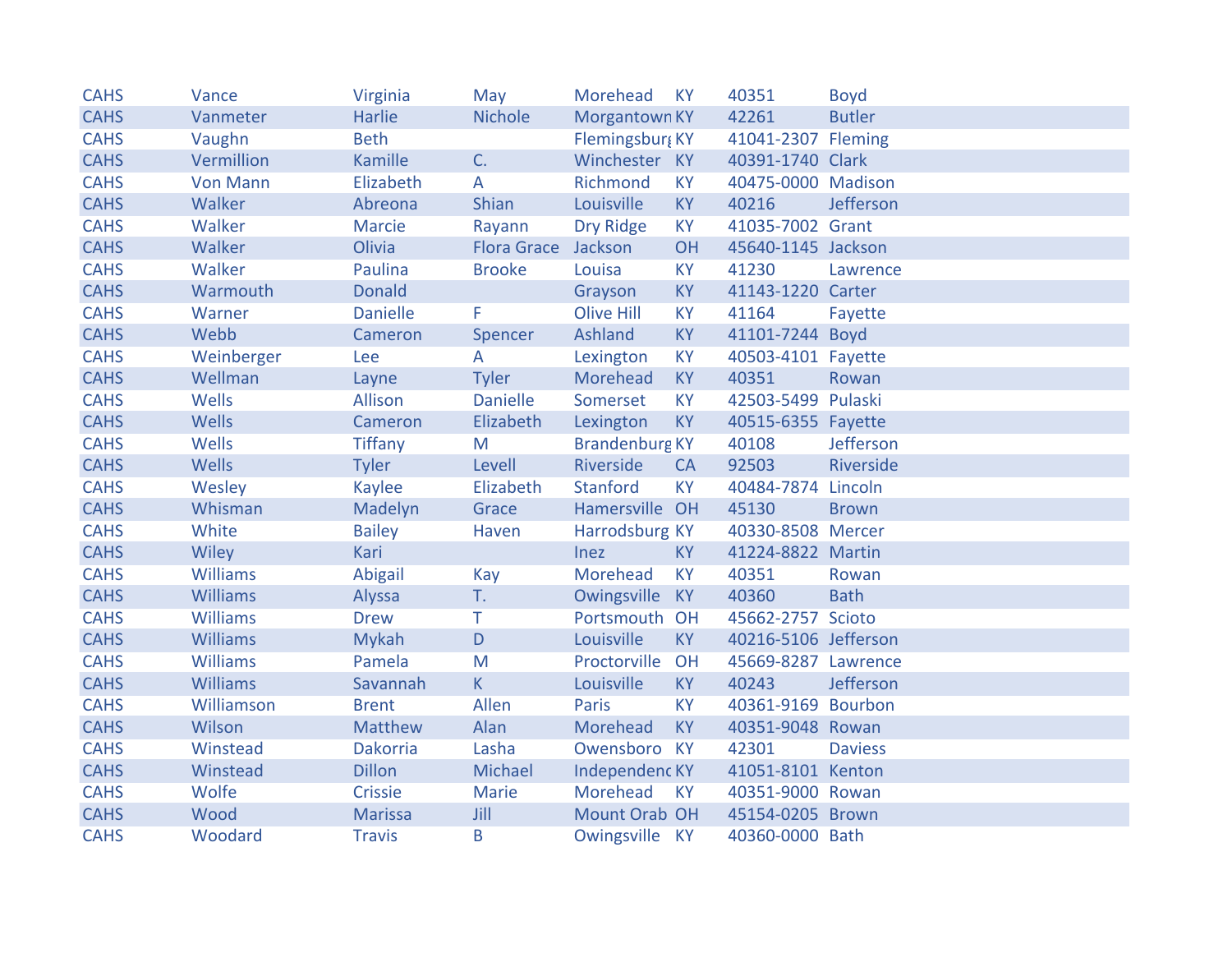| | | | | | | | |
|---|---|---|---|---|---|---|---|
| CAHS | Vance | Virginia | May | Morehead | KY | 40351 | Boyd |
| CAHS | Vanmeter | Harlie | Nichole | Morgantown | KY | 42261 | Butler |
| CAHS | Vaughn | Beth | | Flemingsburg | KY | 41041-2307 | Fleming |
| CAHS | Vermillion | Kamille | C. | Winchester | KY | 40391-1740 | Clark |
| CAHS | Von Mann | Elizabeth | A | Richmond | KY | 40475-0000 | Madison |
| CAHS | Walker | Abreona | Shian | Louisville | KY | 40216 | Jefferson |
| CAHS | Walker | Marcie | Rayann | Dry Ridge | KY | 41035-7002 | Grant |
| CAHS | Walker | Olivia | Flora Grace | Jackson | OH | 45640-1145 | Jackson |
| CAHS | Walker | Paulina | Brooke | Louisa | KY | 41230 | Lawrence |
| CAHS | Warmouth | Donald | | Grayson | KY | 41143-1220 | Carter |
| CAHS | Warner | Danielle | F | Olive Hill | KY | 41164 | Fayette |
| CAHS | Webb | Cameron | Spencer | Ashland | KY | 41101-7244 | Boyd |
| CAHS | Weinberger | Lee | A | Lexington | KY | 40503-4101 | Fayette |
| CAHS | Wellman | Layne | Tyler | Morehead | KY | 40351 | Rowan |
| CAHS | Wells | Allison | Danielle | Somerset | KY | 42503-5499 | Pulaski |
| CAHS | Wells | Cameron | Elizabeth | Lexington | KY | 40515-6355 | Fayette |
| CAHS | Wells | Tiffany | M | Brandenburg | KY | 40108 | Jefferson |
| CAHS | Wells | Tyler | Levell | Riverside | CA | 92503 | Riverside |
| CAHS | Wesley | Kaylee | Elizabeth | Stanford | KY | 40484-7874 | Lincoln |
| CAHS | Whisman | Madelyn | Grace | Hamersville | OH | 45130 | Brown |
| CAHS | White | Bailey | Haven | Harrodsburg | KY | 40330-8508 | Mercer |
| CAHS | Wiley | Kari | | Inez | KY | 41224-8822 | Martin |
| CAHS | Williams | Abigail | Kay | Morehead | KY | 40351 | Rowan |
| CAHS | Williams | Alyssa | T. | Owingsville | KY | 40360 | Bath |
| CAHS | Williams | Drew | T | Portsmouth | OH | 45662-2757 | Scioto |
| CAHS | Williams | Mykah | D | Louisville | KY | 40216-5106 | Jefferson |
| CAHS | Williams | Pamela | M | Proctorville | OH | 45669-8287 | Lawrence |
| CAHS | Williams | Savannah | K | Louisville | KY | 40243 | Jefferson |
| CAHS | Williamson | Brent | Allen | Paris | KY | 40361-9169 | Bourbon |
| CAHS | Wilson | Matthew | Alan | Morehead | KY | 40351-9048 | Rowan |
| CAHS | Winstead | Dakorria | Lasha | Owensboro | KY | 42301 | Daviess |
| CAHS | Winstead | Dillon | Michael | Independenc | KY | 41051-8101 | Kenton |
| CAHS | Wolfe | Crissie | Marie | Morehead | KY | 40351-9000 | Rowan |
| CAHS | Wood | Marissa | Jill | Mount Orab | OH | 45154-0205 | Brown |
| CAHS | Woodard | Travis | B | Owingsville | KY | 40360-0000 | Bath |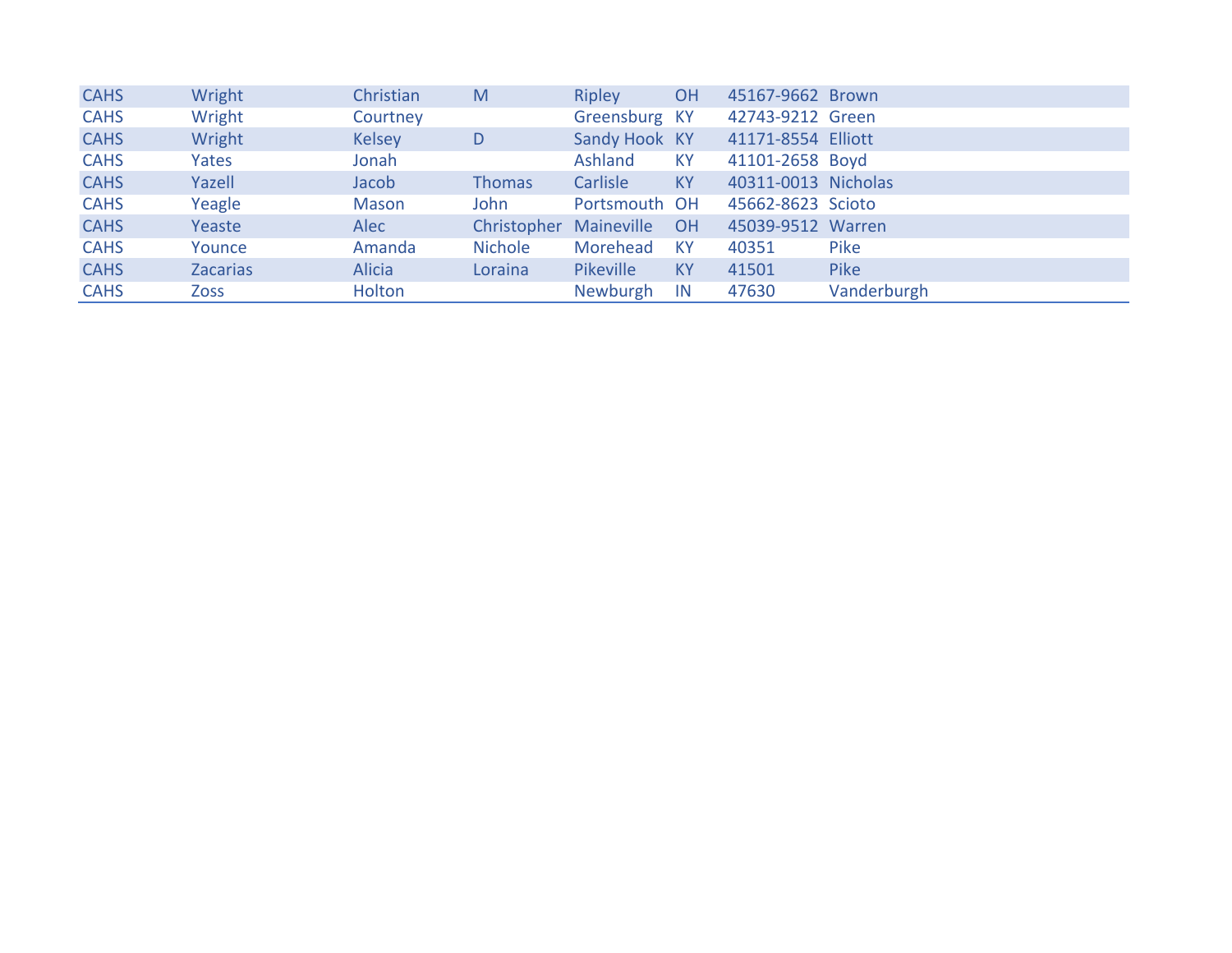| | | | | | | | |
|---|---|---|---|---|---|---|---|
| CAHS | Wright | Christian | M | Ripley | OH | 45167-9662 | Brown |
| CAHS | Wright | Courtney | | Greensburg | KY | 42743-9212 | Green |
| CAHS | Wright | Kelsey | D | Sandy Hook | KY | 41171-8554 | Elliott |
| CAHS | Yates | Jonah | | Ashland | KY | 41101-2658 | Boyd |
| CAHS | Yazell | Jacob | Thomas | Carlisle | KY | 40311-0013 | Nicholas |
| CAHS | Yeagle | Mason | John | Portsmouth | OH | 45662-8623 | Scioto |
| CAHS | Yeaste | Alec | Christopher | Maineville | OH | 45039-9512 | Warren |
| CAHS | Younce | Amanda | Nichole | Morehead | KY | 40351 | Pike |
| CAHS | Zacarias | Alicia | Loraina | Pikeville | KY | 41501 | Pike |
| CAHS | Zoss | Holton | | Newburgh | IN | 47630 | Vanderburgh |